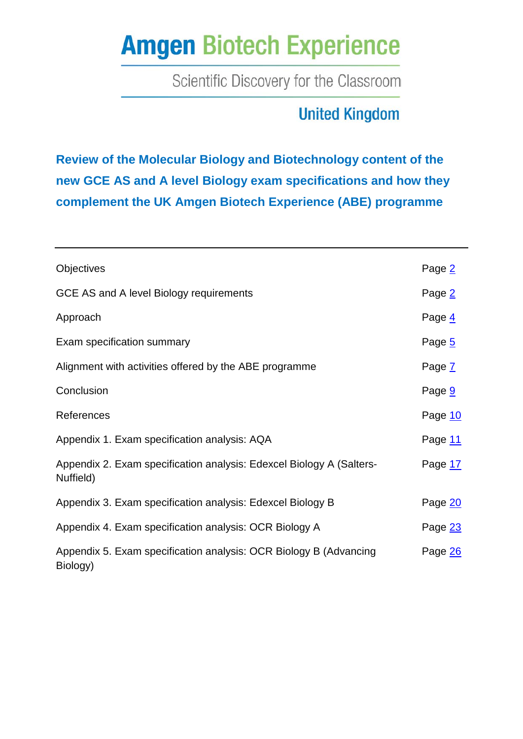# Amgen Biotech Experience

Scientific Discovery for the Classroom

United Kingdom

## Review of the Molecular Biology and Biotechnology content of the new GCE AS and A level Biology exam specifications and how they complement the UK Amgen Biotech Experience (ABE) programme

---

| | |
|---|---|
| Objectives | Page 2 |
| GCE AS and A level Biology requirements | Page 2 |
| Approach | Page 4 |
| Exam specification summary | Page 5 |
| Alignment with activities offered by the ABE programme | Page 7 |
| Conclusion | Page 9 |
| References | Page 10 |
| Appendix 1. Exam specification analysis: AQA | Page 11 |
| Appendix 2. Exam specification analysis: Edexcel Biology A (Salters-Nuffield) | Page 17 |
| Appendix 3. Exam specification analysis: Edexcel Biology B | Page 20 |
| Appendix 4. Exam specification analysis: OCR Biology A | Page 23 |
| Appendix 5. Exam specification analysis: OCR Biology B (Advancing Biology) | Page 26 |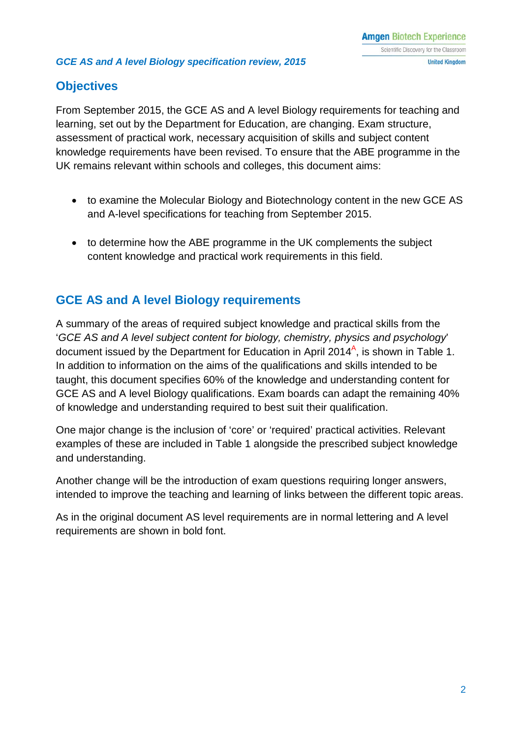## Objectives

From September 2015, the GCE AS and A level Biology requirements for teaching and learning, set out by the Department for Education, are changing. Exam structure, assessment of practical work, necessary acquisition of skills and subject content knowledge requirements have been revised. To ensure that the ABE programme in the UK remains relevant within schools and colleges, this document aims:

- to examine the Molecular Biology and Biotechnology content in the new GCE AS and A-level specifications for teaching from September 2015.
- to determine how the ABE programme in the UK complements the subject content knowledge and practical work requirements in this field.

## GCE AS and A level Biology requirements

A summary of the areas of required subject knowledge and practical skills from the '*GCE AS and A level subject content for biology, chemistry, physics and psychology*' document issued by the Department for Education in April 2014[A], is shown in Table 1. In addition to information on the aims of the qualifications and skills intended to be taught, this document specifies 60% of the knowledge and understanding content for GCE AS and A level Biology qualifications. Exam boards can adapt the remaining 40% of knowledge and understanding required to best suit their qualification.

One major change is the inclusion of 'core' or 'required' practical activities. Relevant examples of these are included in Table 1 alongside the prescribed subject knowledge and understanding.

Another change will be the introduction of exam questions requiring longer answers, intended to improve the teaching and learning of links between the different topic areas.

As in the original document AS level requirements are in normal lettering and A level requirements are shown in bold font.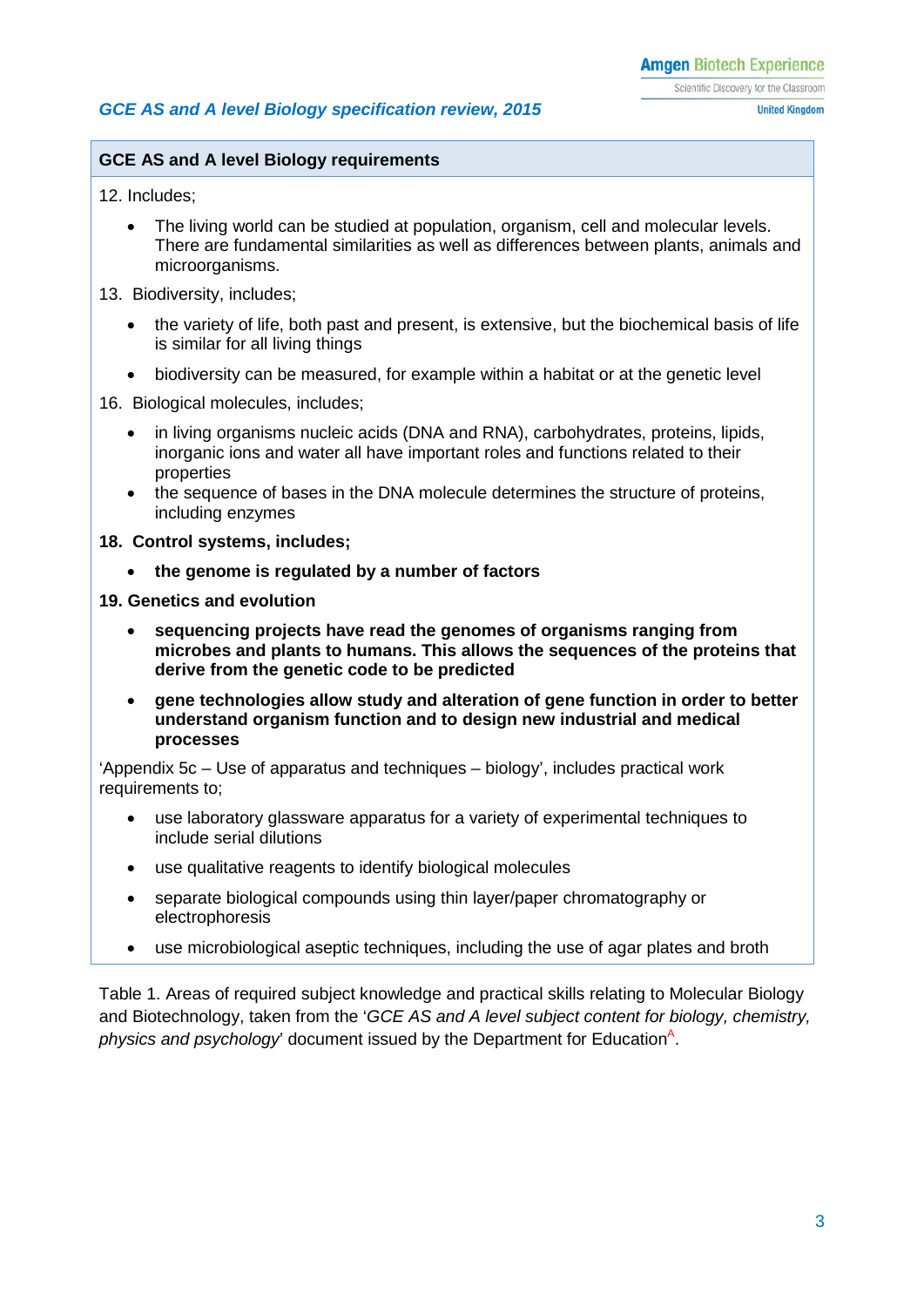| GCE AS and A level Biology requirements |
|---|
| 12. Includes;<br>• The living world can be studied at population, organism, cell and molecular levels. There are fundamental similarities as well as differences between plants, animals and microorganisms.<br>13. Biodiversity, includes;<br>• the variety of life, both past and present, is extensive, but the biochemical basis of life is similar for all living things<br>• biodiversity can be measured, for example within a habitat or at the genetic level<br>16. Biological molecules, includes;<br>• in living organisms nucleic acids (DNA and RNA), carbohydrates, proteins, lipids, inorganic ions and water all have important roles and functions related to their properties<br>• the sequence of bases in the DNA molecule determines the structure of proteins, including enzymes<br>**18. Control systems, includes;**<br>• **the genome is regulated by a number of factors**<br>**19. Genetics and evolution**<br>• **sequencing projects have read the genomes of organisms ranging from microbes and plants to humans. This allows the sequences of the proteins that derive from the genetic code to be predicted**<br>• **gene technologies allow study and alteration of gene function in order to better understand organism function and to design new industrial and medical processes**<br>'Appendix 5c – Use of apparatus and techniques – biology', includes practical work requirements to;<br>• use laboratory glassware apparatus for a variety of experimental techniques to include serial dilutions<br>• use qualitative reagents to identify biological molecules<br>• separate biological compounds using thin layer/paper chromatography or electrophoresis<br>• use microbiological aseptic techniques, including the use of agar plates and broth |

Table 1. Areas of required subject knowledge and practical skills relating to Molecular Biology and Biotechnology, taken from the '*GCE AS and A level subject content for biology, chemistry, physics and psychology*' document issued by the Department for Education[A].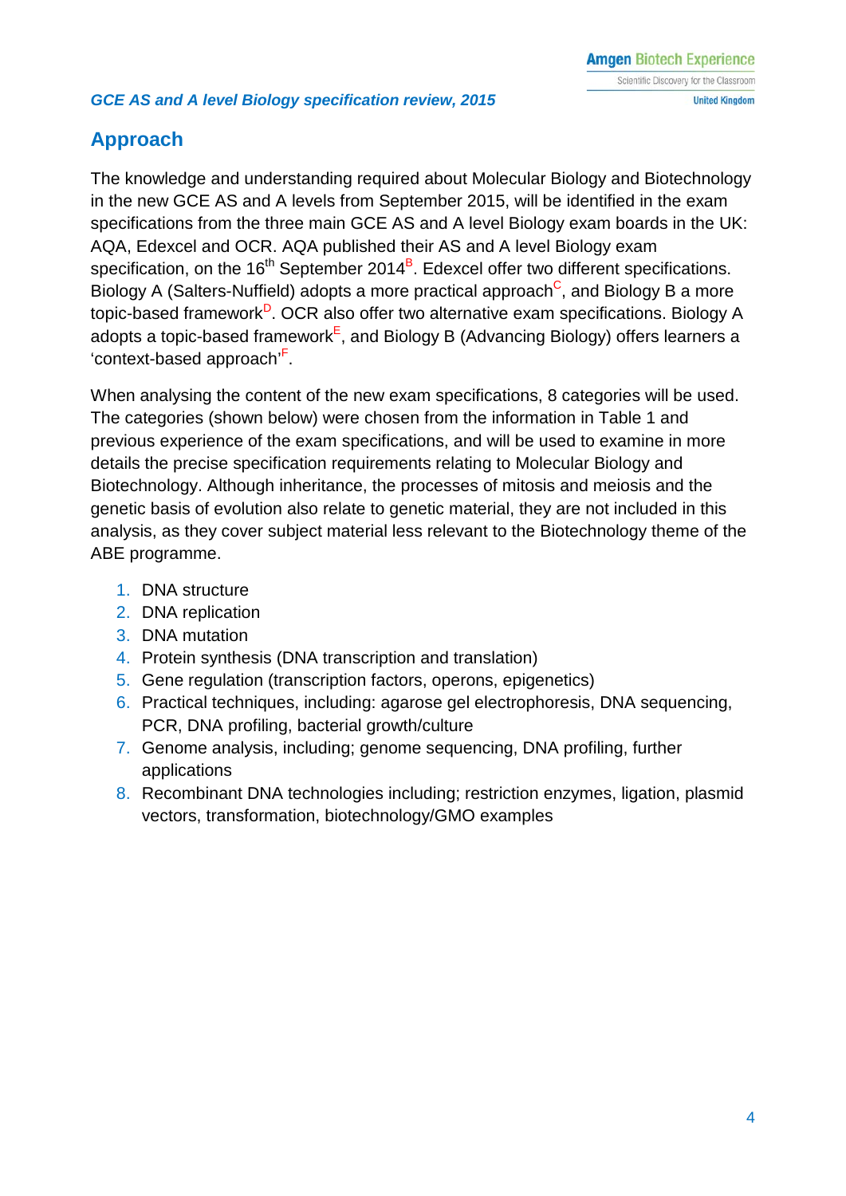## Approach

The knowledge and understanding required about Molecular Biology and Biotechnology in the new GCE AS and A levels from September 2015, will be identified in the exam specifications from the three main GCE AS and A level Biology exam boards in the UK: AQA, Edexcel and OCR. AQA published their AS and A level Biology exam specification, on the 16th September 2014[B]. Edexcel offer two different specifications. Biology A (Salters-Nuffield) adopts a more practical approach[C], and Biology B a more topic-based framework[D]. OCR also offer two alternative exam specifications. Biology A adopts a topic-based framework[E], and Biology B (Advancing Biology) offers learners a 'context-based approach'[F].

When analysing the content of the new exam specifications, 8 categories will be used. The categories (shown below) were chosen from the information in Table 1 and previous experience of the exam specifications, and will be used to examine in more details the precise specification requirements relating to Molecular Biology and Biotechnology. Although inheritance, the processes of mitosis and meiosis and the genetic basis of evolution also relate to genetic material, they are not included in this analysis, as they cover subject material less relevant to the Biotechnology theme of the ABE programme.

1. DNA structure
2. DNA replication
3. DNA mutation
4. Protein synthesis (DNA transcription and translation)
5. Gene regulation (transcription factors, operons, epigenetics)
6. Practical techniques, including: agarose gel electrophoresis, DNA sequencing, PCR, DNA profiling, bacterial growth/culture
7. Genome analysis, including; genome sequencing, DNA profiling, further applications
8. Recombinant DNA technologies including; restriction enzymes, ligation, plasmid vectors, transformation, biotechnology/GMO examples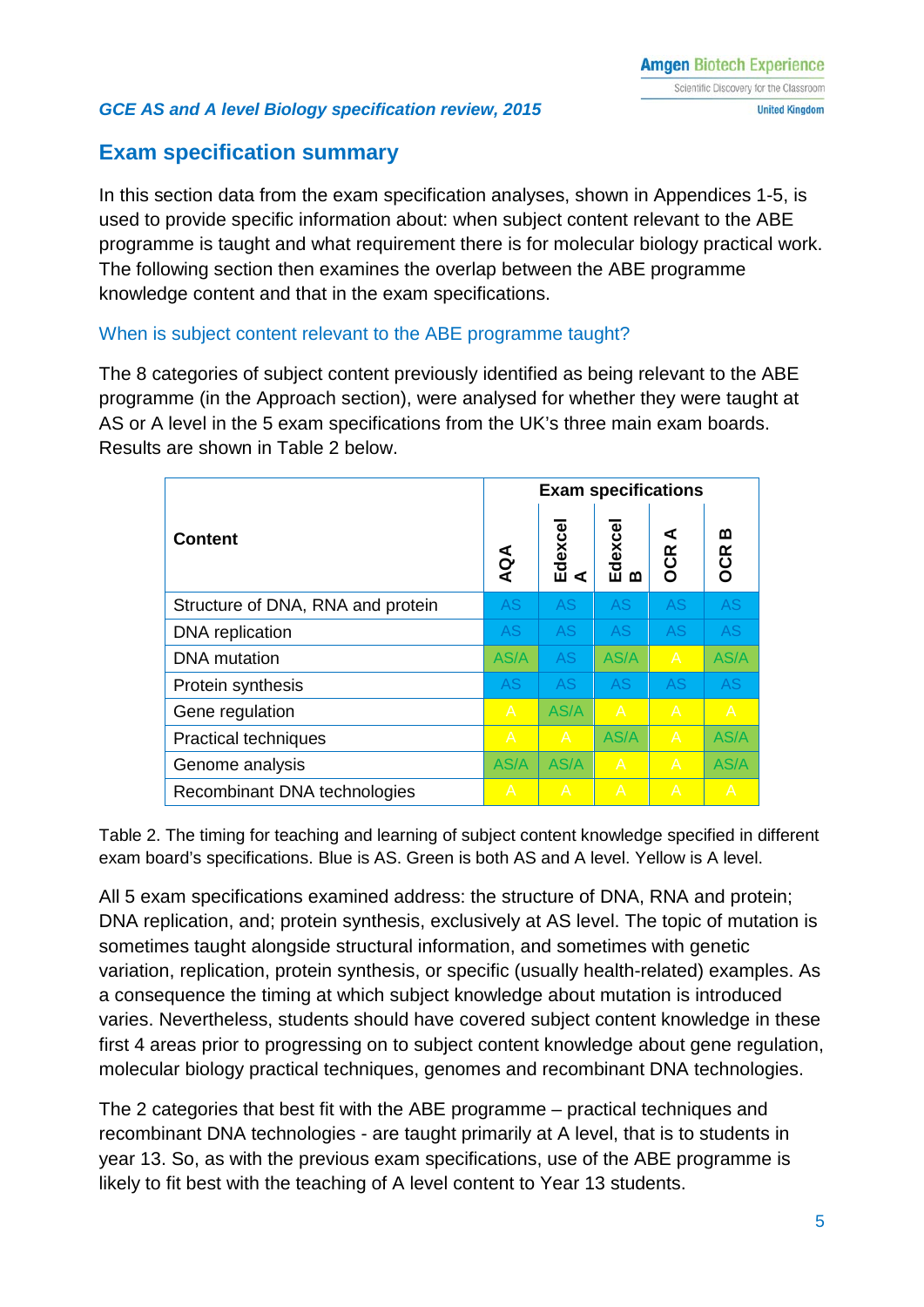*GCE AS and A level Biology specification review, 2015*

## Exam specification summary

In this section data from the exam specification analyses, shown in Appendices 1-5, is used to provide specific information about: when subject content relevant to the ABE programme is taught and what requirement there is for molecular biology practical work. The following section then examines the overlap between the ABE programme knowledge content and that in the exam specifications.

### When is subject content relevant to the ABE programme taught?

The 8 categories of subject content previously identified as being relevant to the ABE programme (in the Approach section), were analysed for whether they were taught at AS or A level in the 5 exam specifications from the UK's three main exam boards. Results are shown in Table 2 below.

| Content | Exam specifications | | | | |
|---|---|---|---|---|---|
| | AQA | Edexcel A | Edexcel B | OCR A | OCR B |
| Structure of DNA, RNA and protein | AS | AS | AS | AS | AS |
| DNA replication | AS | AS | AS | AS | AS |
| DNA mutation | AS/A | AS | AS/A | A | AS/A |
| Protein synthesis | AS | AS | AS | AS | AS |
| Gene regulation | A | AS/A | A | A | A |
| Practical techniques | A | A | AS/A | A | AS/A |
| Genome analysis | AS/A | AS/A | A | A | AS/A |
| Recombinant DNA technologies | A | A | A | A | A |

Table 2. The timing for teaching and learning of subject content knowledge specified in different exam board's specifications. Blue is AS. Green is both AS and A level. Yellow is A level.

All 5 exam specifications examined address: the structure of DNA, RNA and protein; DNA replication, and; protein synthesis, exclusively at AS level. The topic of mutation is sometimes taught alongside structural information, and sometimes with genetic variation, replication, protein synthesis, or specific (usually health-related) examples. As a consequence the timing at which subject knowledge about mutation is introduced varies. Nevertheless, students should have covered subject content knowledge in these first 4 areas prior to progressing on to subject content knowledge about gene regulation, molecular biology practical techniques, genomes and recombinant DNA technologies.

The 2 categories that best fit with the ABE programme – practical techniques and recombinant DNA technologies - are taught primarily at A level, that is to students in year 13. So, as with the previous exam specifications, use of the ABE programme is likely to fit best with the teaching of A level content to Year 13 students.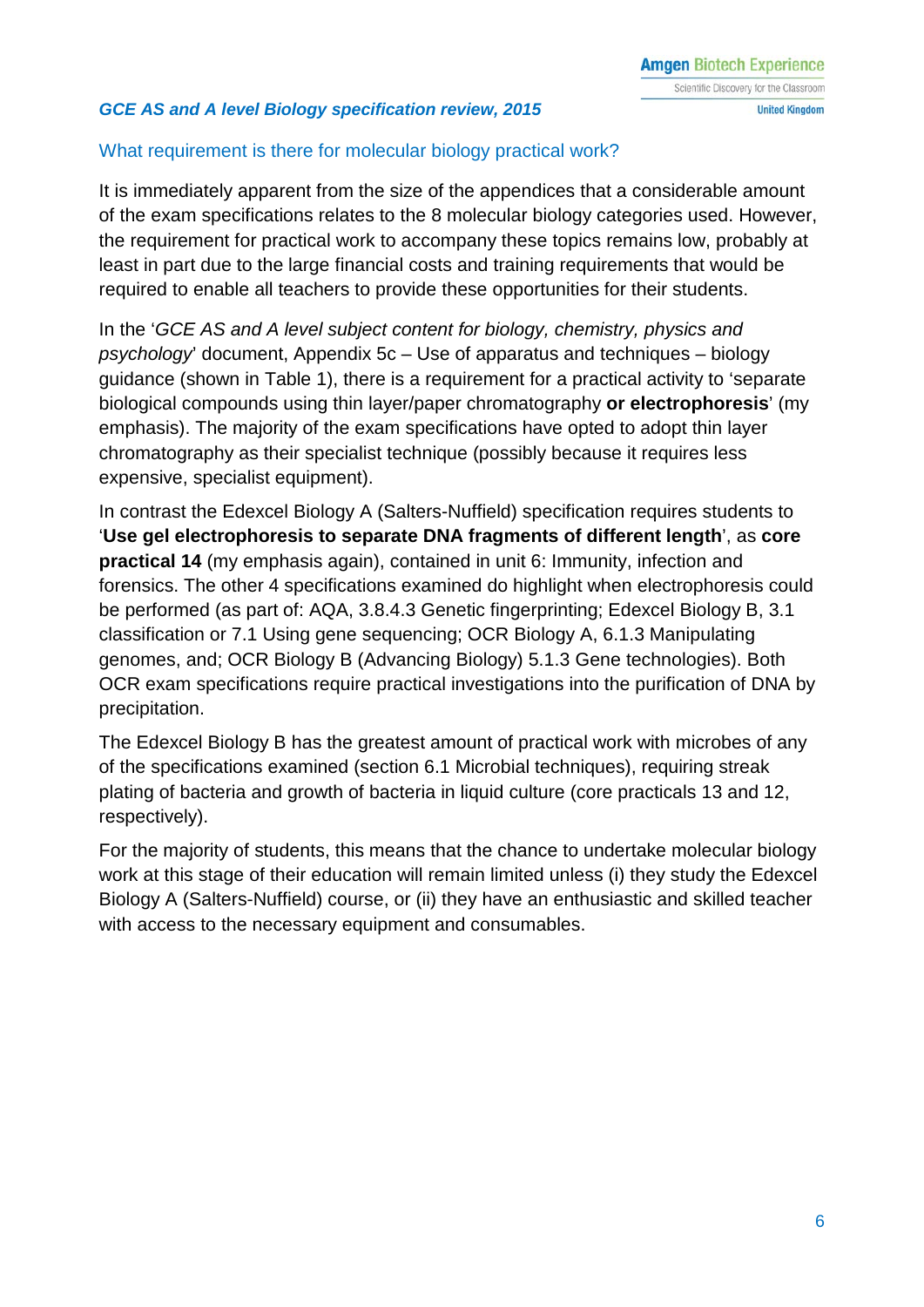## What requirement is there for molecular biology practical work?

It is immediately apparent from the size of the appendices that a considerable amount of the exam specifications relates to the 8 molecular biology categories used. However, the requirement for practical work to accompany these topics remains low, probably at least in part due to the large financial costs and training requirements that would be required to enable all teachers to provide these opportunities for their students.

In the '*GCE AS and A level subject content for biology, chemistry, physics and psychology*' document, Appendix 5c – Use of apparatus and techniques – biology guidance (shown in Table 1), there is a requirement for a practical activity to 'separate biological compounds using thin layer/paper chromatography **or electrophoresis**' (my emphasis). The majority of the exam specifications have opted to adopt thin layer chromatography as their specialist technique (possibly because it requires less expensive, specialist equipment).

In contrast the Edexcel Biology A (Salters-Nuffield) specification requires students to '**Use gel electrophoresis to separate DNA fragments of different length**', as **core practical 14** (my emphasis again), contained in unit 6: Immunity, infection and forensics. The other 4 specifications examined do highlight when electrophoresis could be performed (as part of: AQA, 3.8.4.3 Genetic fingerprinting; Edexcel Biology B, 3.1 classification or 7.1 Using gene sequencing; OCR Biology A, 6.1.3 Manipulating genomes, and; OCR Biology B (Advancing Biology) 5.1.3 Gene technologies). Both OCR exam specifications require practical investigations into the purification of DNA by precipitation.

The Edexcel Biology B has the greatest amount of practical work with microbes of any of the specifications examined (section 6.1 Microbial techniques), requiring streak plating of bacteria and growth of bacteria in liquid culture (core practicals 13 and 12, respectively).

For the majority of students, this means that the chance to undertake molecular biology work at this stage of their education will remain limited unless (i) they study the Edexcel Biology A (Salters-Nuffield) course, or (ii) they have an enthusiastic and skilled teacher with access to the necessary equipment and consumables.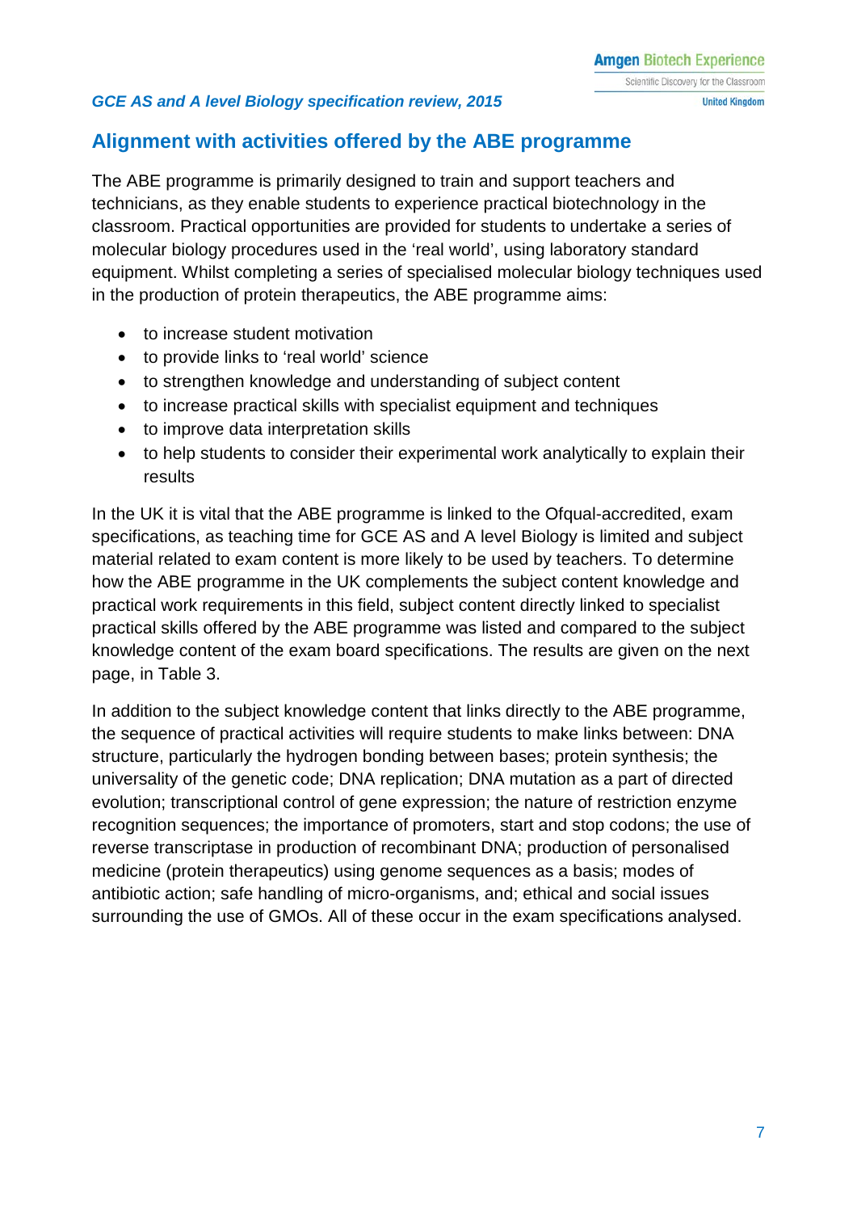## Alignment with activities offered by the ABE programme

The ABE programme is primarily designed to train and support teachers and technicians, as they enable students to experience practical biotechnology in the classroom. Practical opportunities are provided for students to undertake a series of molecular biology procedures used in the 'real world', using laboratory standard equipment. Whilst completing a series of specialised molecular biology techniques used in the production of protein therapeutics, the ABE programme aims:

- to increase student motivation
- to provide links to 'real world' science
- to strengthen knowledge and understanding of subject content
- to increase practical skills with specialist equipment and techniques
- to improve data interpretation skills
- to help students to consider their experimental work analytically to explain their results

In the UK it is vital that the ABE programme is linked to the Ofqual-accredited, exam specifications, as teaching time for GCE AS and A level Biology is limited and subject material related to exam content is more likely to be used by teachers. To determine how the ABE programme in the UK complements the subject content knowledge and practical work requirements in this field, subject content directly linked to specialist practical skills offered by the ABE programme was listed and compared to the subject knowledge content of the exam board specifications. The results are given on the next page, in Table 3.

In addition to the subject knowledge content that links directly to the ABE programme, the sequence of practical activities will require students to make links between: DNA structure, particularly the hydrogen bonding between bases; protein synthesis; the universality of the genetic code; DNA replication; DNA mutation as a part of directed evolution; transcriptional control of gene expression; the nature of restriction enzyme recognition sequences; the importance of promoters, start and stop codons; the use of reverse transcriptase in production of recombinant DNA; production of personalised medicine (protein therapeutics) using genome sequences as a basis; modes of antibiotic action; safe handling of micro-organisms, and; ethical and social issues surrounding the use of GMOs. All of these occur in the exam specifications analysed.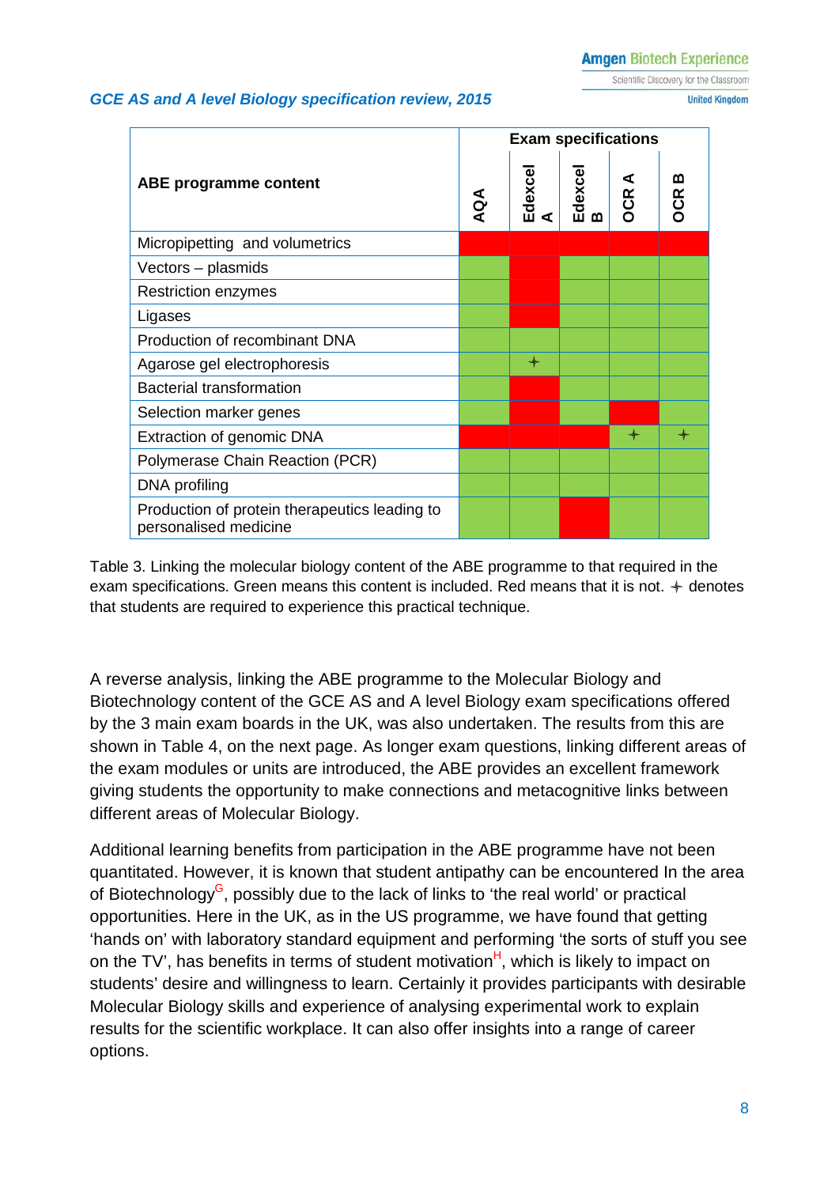| ABE programme content | Exam specifications | | | | |
|---|---|---|---|---|---|
| | AQA | Edexcel A | Edexcel B | OCR A | OCR B |
| Micropipetting and volumetrics | Red | Red | Red | Red | Red |
| Vectors – plasmids | Green | Red | Green | Green | Green |
| Restriction enzymes | Green | Red | Green | Green | Green |
| Ligases | Green | Red | Green | Green | Green |
| Production of recombinant DNA | Green | Green | Green | Green | Green |
| Agarose gel electrophoresis | Green | Green ✦ | Green | Green | Green |
| Bacterial transformation | Green | Red | Green | Green | Green |
| Selection marker genes | Green | Red | Green | Red | Green |
| Extraction of genomic DNA | Red | Red | Red | Green ✦ | Green ✦ |
| Polymerase Chain Reaction (PCR) | Green | Green | Green | Green | Green |
| DNA profiling | Green | Green | Green | Green | Green |
| Production of protein therapeutics leading to personalised medicine | Green | Green | Red | Green | Green |

Table 3. Linking the molecular biology content of the ABE programme to that required in the exam specifications. Green means this content is included. Red means that it is not. ✦ denotes that students are required to experience this practical technique.

A reverse analysis, linking the ABE programme to the Molecular Biology and Biotechnology content of the GCE AS and A level Biology exam specifications offered by the 3 main exam boards in the UK, was also undertaken. The results from this are shown in Table 4, on the next page. As longer exam questions, linking different areas of the exam modules or units are introduced, the ABE provides an excellent framework giving students the opportunity to make connections and metacognitive links between different areas of Molecular Biology.

Additional learning benefits from participation in the ABE programme have not been quantitated. However, it is known that student antipathy can be encountered In the area of Biotechnology[G], possibly due to the lack of links to 'the real world' or practical opportunities. Here in the UK, as in the US programme, we have found that getting 'hands on' with laboratory standard equipment and performing 'the sorts of stuff you see on the TV', has benefits in terms of student motivation[H], which is likely to impact on students' desire and willingness to learn. Certainly it provides participants with desirable Molecular Biology skills and experience of analysing experimental work to explain results for the scientific workplace. It can also offer insights into a range of career options.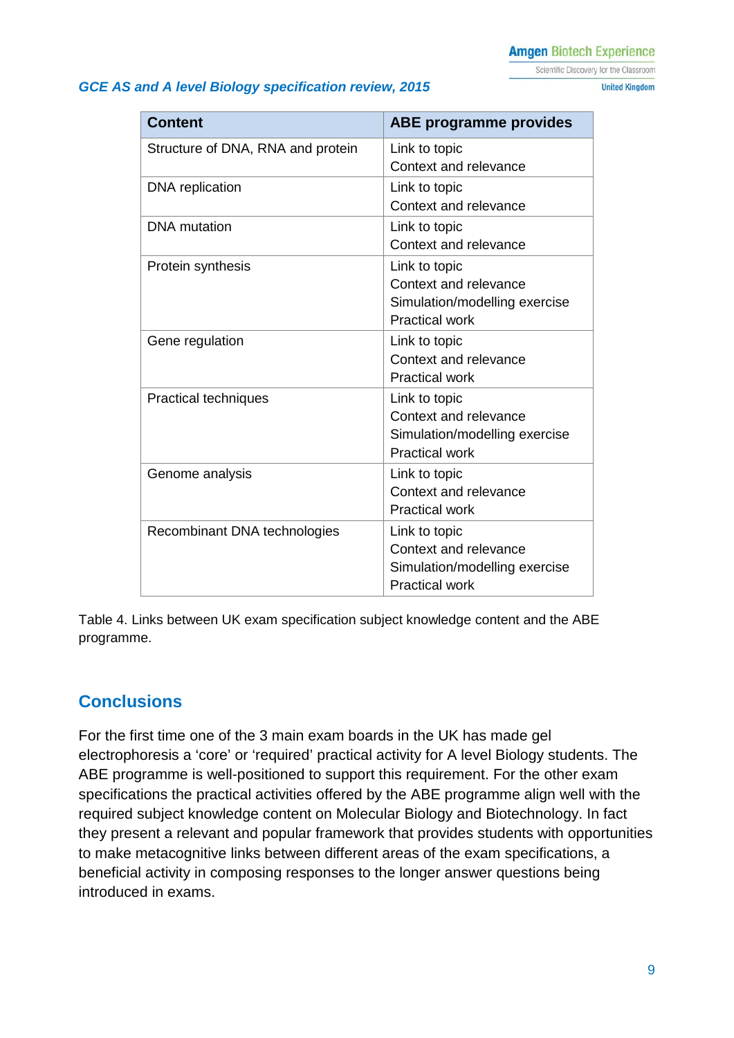| Content | ABE programme provides |
|---|---|
| Structure of DNA, RNA and protein | Link to topic<br>Context and relevance |
| DNA replication | Link to topic<br>Context and relevance |
| DNA mutation | Link to topic<br>Context and relevance |
| Protein synthesis | Link to topic<br>Context and relevance<br>Simulation/modelling exercise<br>Practical work |
| Gene regulation | Link to topic<br>Context and relevance<br>Practical work |
| Practical techniques | Link to topic<br>Context and relevance<br>Simulation/modelling exercise<br>Practical work |
| Genome analysis | Link to topic<br>Context and relevance<br>Practical work |
| Recombinant DNA technologies | Link to topic<br>Context and relevance<br>Simulation/modelling exercise<br>Practical work |

Table 4. Links between UK exam specification subject knowledge content and the ABE programme.

## Conclusions

For the first time one of the 3 main exam boards in the UK has made gel electrophoresis a 'core' or 'required' practical activity for A level Biology students. The ABE programme is well-positioned to support this requirement. For the other exam specifications the practical activities offered by the ABE programme align well with the required subject knowledge content on Molecular Biology and Biotechnology. In fact they present a relevant and popular framework that provides students with opportunities to make metacognitive links between different areas of the exam specifications, a beneficial activity in composing responses to the longer answer questions being introduced in exams.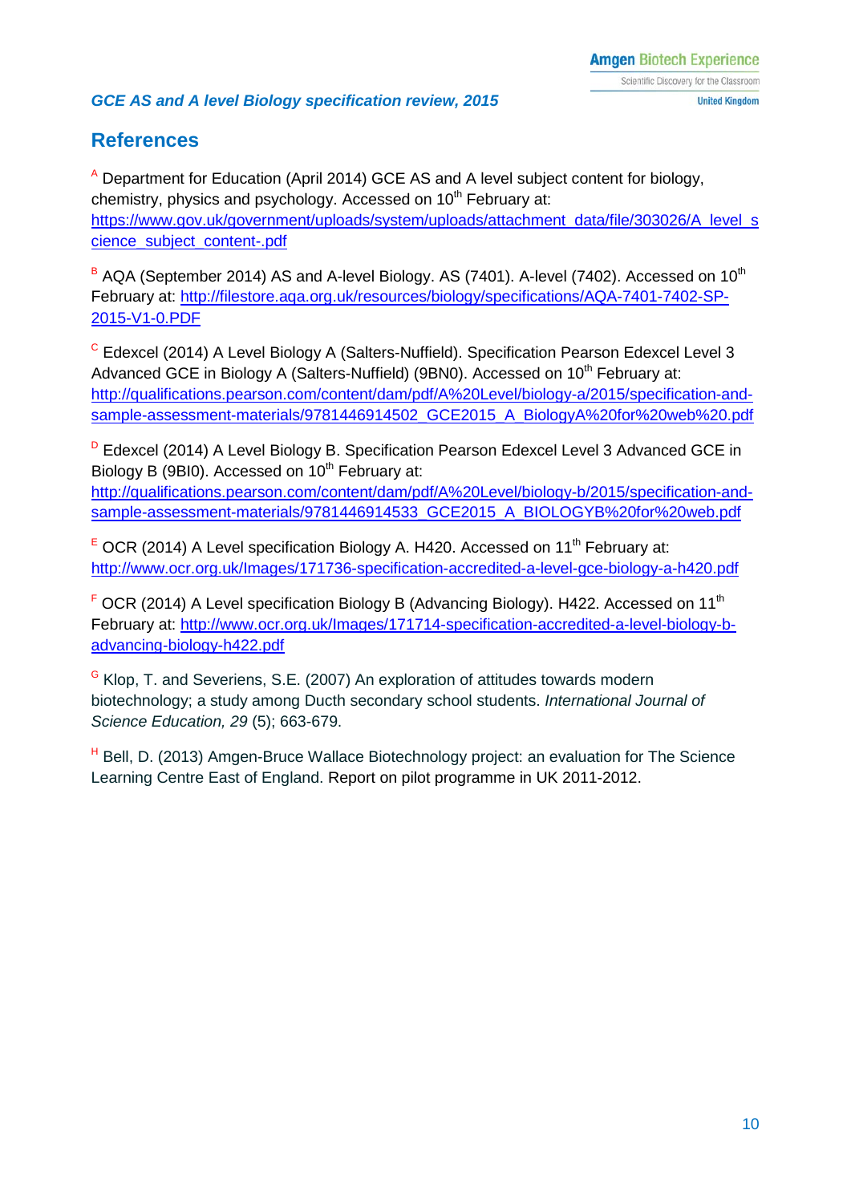## References

[A] Department for Education (April 2014) GCE AS and A level subject content for biology, chemistry, physics and psychology. Accessed on 10th February at: https://www.gov.uk/government/uploads/system/uploads/attachment_data/file/303026/A_level_science_subject_content-.pdf

[B] AQA (September 2014) AS and A-level Biology. AS (7401). A-level (7402). Accessed on 10th February at: http://filestore.aqa.org.uk/resources/biology/specifications/AQA-7401-7402-SP-2015-V1-0.PDF

[C] Edexcel (2014) A Level Biology A (Salters-Nuffield). Specification Pearson Edexcel Level 3 Advanced GCE in Biology A (Salters-Nuffield) (9BN0). Accessed on 10th February at: http://qualifications.pearson.com/content/dam/pdf/A%20Level/biology-a/2015/specification-and-sample-assessment-materials/9781446914502_GCE2015_A_BiologyA%20for%20web%20.pdf

[D] Edexcel (2014) A Level Biology B. Specification Pearson Edexcel Level 3 Advanced GCE in Biology B (9BI0). Accessed on 10th February at: http://qualifications.pearson.com/content/dam/pdf/A%20Level/biology-b/2015/specification-and-sample-assessment-materials/9781446914533_GCE2015_A_BIOLOGYB%20for%20web.pdf

[E] OCR (2014) A Level specification Biology A. H420. Accessed on 11th February at: http://www.ocr.org.uk/Images/171736-specification-accredited-a-level-gce-biology-a-h420.pdf

[F] OCR (2014) A Level specification Biology B (Advancing Biology). H422. Accessed on 11th February at: http://www.ocr.org.uk/Images/171714-specification-accredited-a-level-biology-b-advancing-biology-h422.pdf

[G] Klop, T. and Severiens, S.E. (2007) An exploration of attitudes towards modern biotechnology; a study among Ducth secondary school students. *International Journal of Science Education, 29* (5); 663-679.

[H] Bell, D. (2013) Amgen-Bruce Wallace Biotechnology project: an evaluation for The Science Learning Centre East of England. Report on pilot programme in UK 2011-2012.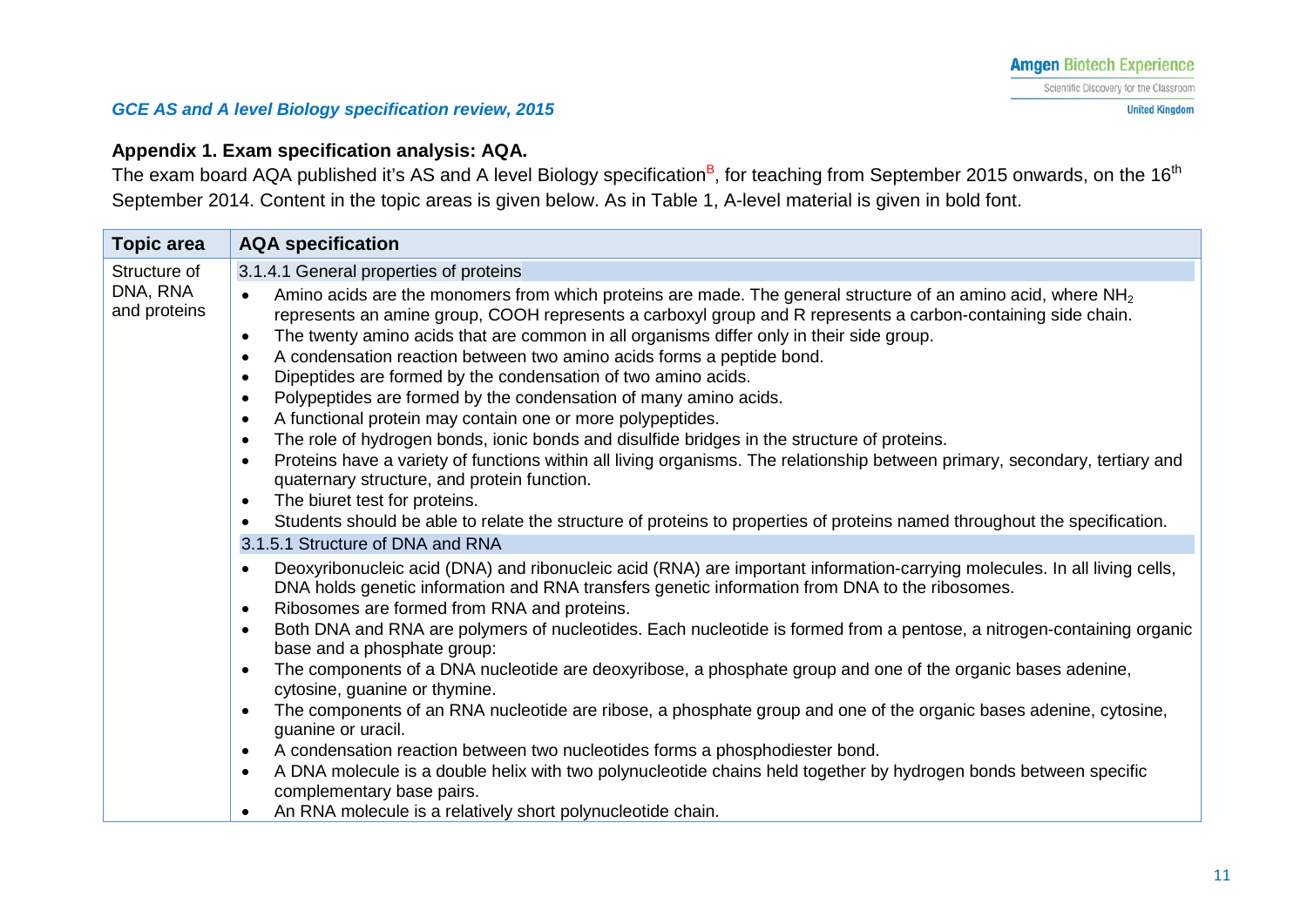## Appendix 1. Exam specification analysis: AQA.

The exam board AQA published it's AS and A level Biology specification[B], for teaching from September 2015 onwards, on the 16th September 2014. Content in the topic areas is given below. As in Table 1, A-level material is given in bold font.

| Topic area | AQA specification |
|---|---|
| Structure of DNA, RNA and proteins | 3.1.4.1 General properties of proteins<br>• Amino acids are the monomers from which proteins are made. The general structure of an amino acid, where $NH_2$ represents an amine group, COOH represents a carboxyl group and R represents a carbon-containing side chain.<br>• The twenty amino acids that are common in all organisms differ only in their side group.<br>• A condensation reaction between two amino acids forms a peptide bond.<br>• Dipeptides are formed by the condensation of two amino acids.<br>• Polypeptides are formed by the condensation of many amino acids.<br>• A functional protein may contain one or more polypeptides.<br>• The role of hydrogen bonds, ionic bonds and disulfide bridges in the structure of proteins.<br>• Proteins have a variety of functions within all living organisms. The relationship between primary, secondary, tertiary and quaternary structure, and protein function.<br>• The biuret test for proteins.<br>• Students should be able to relate the structure of proteins to properties of proteins named throughout the specification.<br>3.1.5.1 Structure of DNA and RNA<br>• Deoxyribonucleic acid (DNA) and ribonucleic acid (RNA) are important information-carrying molecules. In all living cells, DNA holds genetic information and RNA transfers genetic information from DNA to the ribosomes.<br>• Ribosomes are formed from RNA and proteins.<br>• Both DNA and RNA are polymers of nucleotides. Each nucleotide is formed from a pentose, a nitrogen-containing organic base and a phosphate group:<br>• The components of a DNA nucleotide are deoxyribose, a phosphate group and one of the organic bases adenine, cytosine, guanine or thymine.<br>• The components of an RNA nucleotide are ribose, a phosphate group and one of the organic bases adenine, cytosine, guanine or uracil.<br>• A condensation reaction between two nucleotides forms a phosphodiester bond.<br>• A DNA molecule is a double helix with two polynucleotide chains held together by hydrogen bonds between specific complementary base pairs.<br>• An RNA molecule is a relatively short polynucleotide chain. |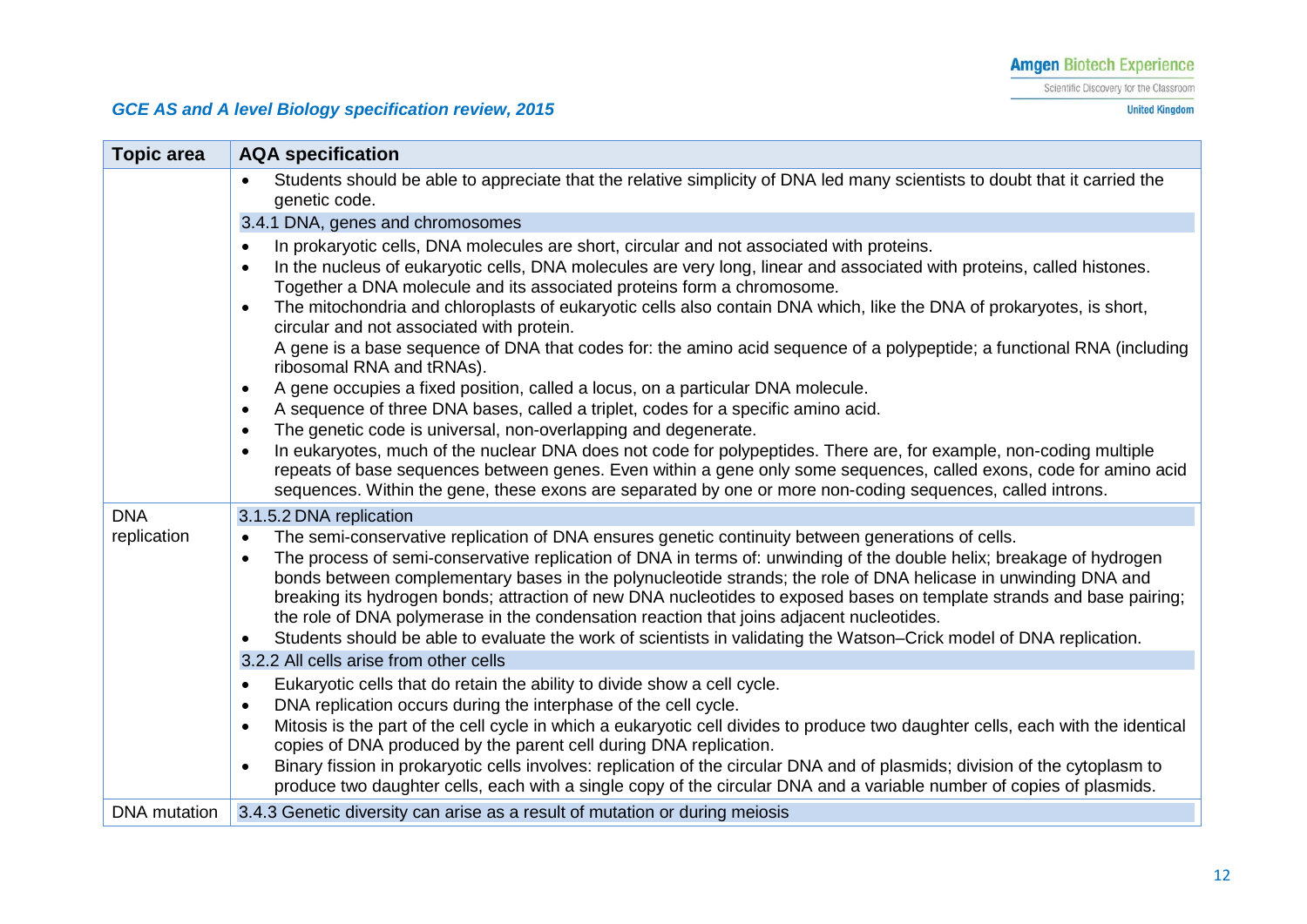*GCE AS and A level Biology specification review, 2015*

| Topic area | AQA specification |
|---|---|
| | • Students should be able to appreciate that the relative simplicity of DNA led many scientists to doubt that it carried the genetic code.<br>3.4.1 DNA, genes and chromosomes<br>• In prokaryotic cells, DNA molecules are short, circular and not associated with proteins.<br>• In the nucleus of eukaryotic cells, DNA molecules are very long, linear and associated with proteins, called histones. Together a DNA molecule and its associated proteins form a chromosome.<br>• The mitochondria and chloroplasts of eukaryotic cells also contain DNA which, like the DNA of prokaryotes, is short, circular and not associated with protein.<br>A gene is a base sequence of DNA that codes for: the amino acid sequence of a polypeptide; a functional RNA (including ribosomal RNA and tRNAs).<br>• A gene occupies a fixed position, called a locus, on a particular DNA molecule.<br>• A sequence of three DNA bases, called a triplet, codes for a specific amino acid.<br>• The genetic code is universal, non-overlapping and degenerate.<br>• In eukaryotes, much of the nuclear DNA does not code for polypeptides. There are, for example, non-coding multiple repeats of base sequences between genes. Even within a gene only some sequences, called exons, code for amino acid sequences. Within the gene, these exons are separated by one or more non-coding sequences, called introns. |
| DNA replication | 3.1.5.2 DNA replication<br>• The semi-conservative replication of DNA ensures genetic continuity between generations of cells.<br>• The process of semi-conservative replication of DNA in terms of: unwinding of the double helix; breakage of hydrogen bonds between complementary bases in the polynucleotide strands; the role of DNA helicase in unwinding DNA and breaking its hydrogen bonds; attraction of new DNA nucleotides to exposed bases on template strands and base pairing; the role of DNA polymerase in the condensation reaction that joins adjacent nucleotides.<br>• Students should be able to evaluate the work of scientists in validating the Watson–Crick model of DNA replication.<br>3.2.2 All cells arise from other cells<br>• Eukaryotic cells that do retain the ability to divide show a cell cycle.<br>• DNA replication occurs during the interphase of the cell cycle.<br>• Mitosis is the part of the cell cycle in which a eukaryotic cell divides to produce two daughter cells, each with the identical copies of DNA produced by the parent cell during DNA replication.<br>• Binary fission in prokaryotic cells involves: replication of the circular DNA and of plasmids; division of the cytoplasm to produce two daughter cells, each with a single copy of the circular DNA and a variable number of copies of plasmids. |
| DNA mutation | 3.4.3 Genetic diversity can arise as a result of mutation or during meiosis |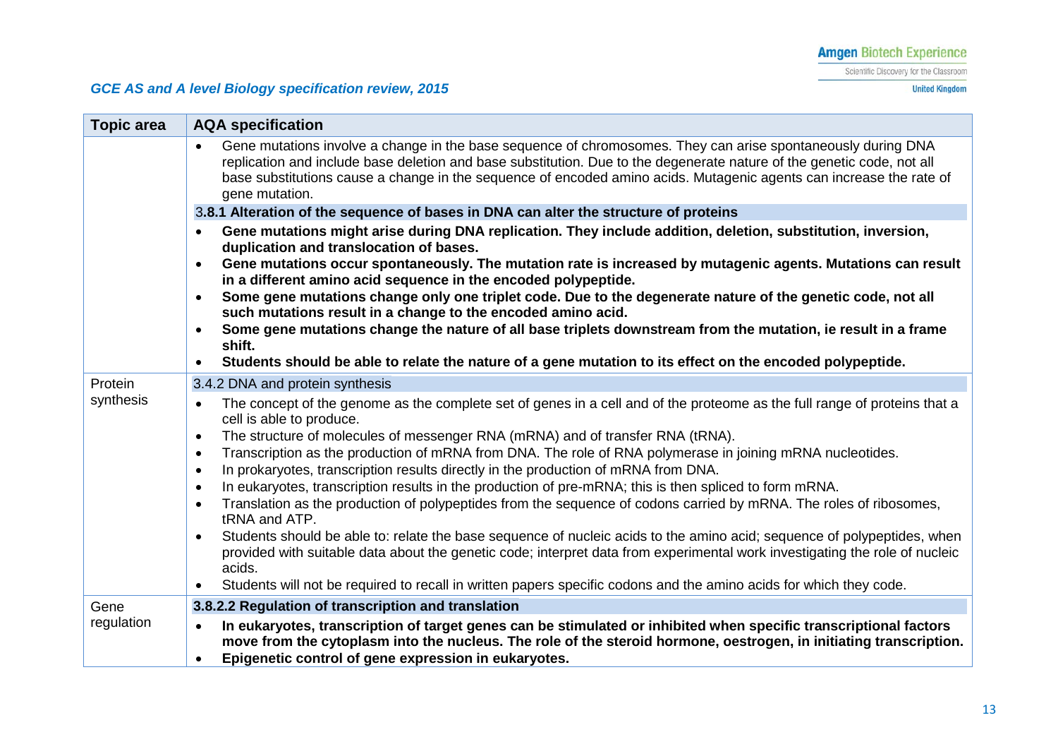*GCE AS and A level Biology specification review, 2015*

| Topic area | AQA specification |
|---|---|
| | • Gene mutations involve a change in the base sequence of chromosomes. They can arise spontaneously during DNA replication and include base deletion and base substitution. Due to the degenerate nature of the genetic code, not all base substitutions cause a change in the sequence of encoded amino acids. Mutagenic agents can increase the rate of gene mutation.<br>**3.8.1 Alteration of the sequence of bases in DNA can alter the structure of proteins**<br>• **Gene mutations might arise during DNA replication. They include addition, deletion, substitution, inversion, duplication and translocation of bases.**<br>• **Gene mutations occur spontaneously. The mutation rate is increased by mutagenic agents. Mutations can result in a different amino acid sequence in the encoded polypeptide.**<br>• **Some gene mutations change only one triplet code. Due to the degenerate nature of the genetic code, not all such mutations result in a change to the encoded amino acid.**<br>• **Some gene mutations change the nature of all base triplets downstream from the mutation, ie result in a frame shift.**<br>• **Students should be able to relate the nature of a gene mutation to its effect on the encoded polypeptide.** |
| Protein synthesis | 3.4.2 DNA and protein synthesis<br>• The concept of the genome as the complete set of genes in a cell and of the proteome as the full range of proteins that a cell is able to produce.<br>• The structure of molecules of messenger RNA (mRNA) and of transfer RNA (tRNA).<br>• Transcription as the production of mRNA from DNA. The role of RNA polymerase in joining mRNA nucleotides.<br>• In prokaryotes, transcription results directly in the production of mRNA from DNA.<br>• In eukaryotes, transcription results in the production of pre-mRNA; this is then spliced to form mRNA.<br>• Translation as the production of polypeptides from the sequence of codons carried by mRNA. The roles of ribosomes, tRNA and ATP.<br>• Students should be able to: relate the base sequence of nucleic acids to the amino acid; sequence of polypeptides, when provided with suitable data about the genetic code; interpret data from experimental work investigating the role of nucleic acids.<br>• Students will not be required to recall in written papers specific codons and the amino acids for which they code. |
| Gene regulation | **3.8.2.2 Regulation of transcription and translation**<br>• **In eukaryotes, transcription of target genes can be stimulated or inhibited when specific transcriptional factors move from the cytoplasm into the nucleus. The role of the steroid hormone, oestrogen, in initiating transcription.**<br>• **Epigenetic control of gene expression in eukaryotes.** |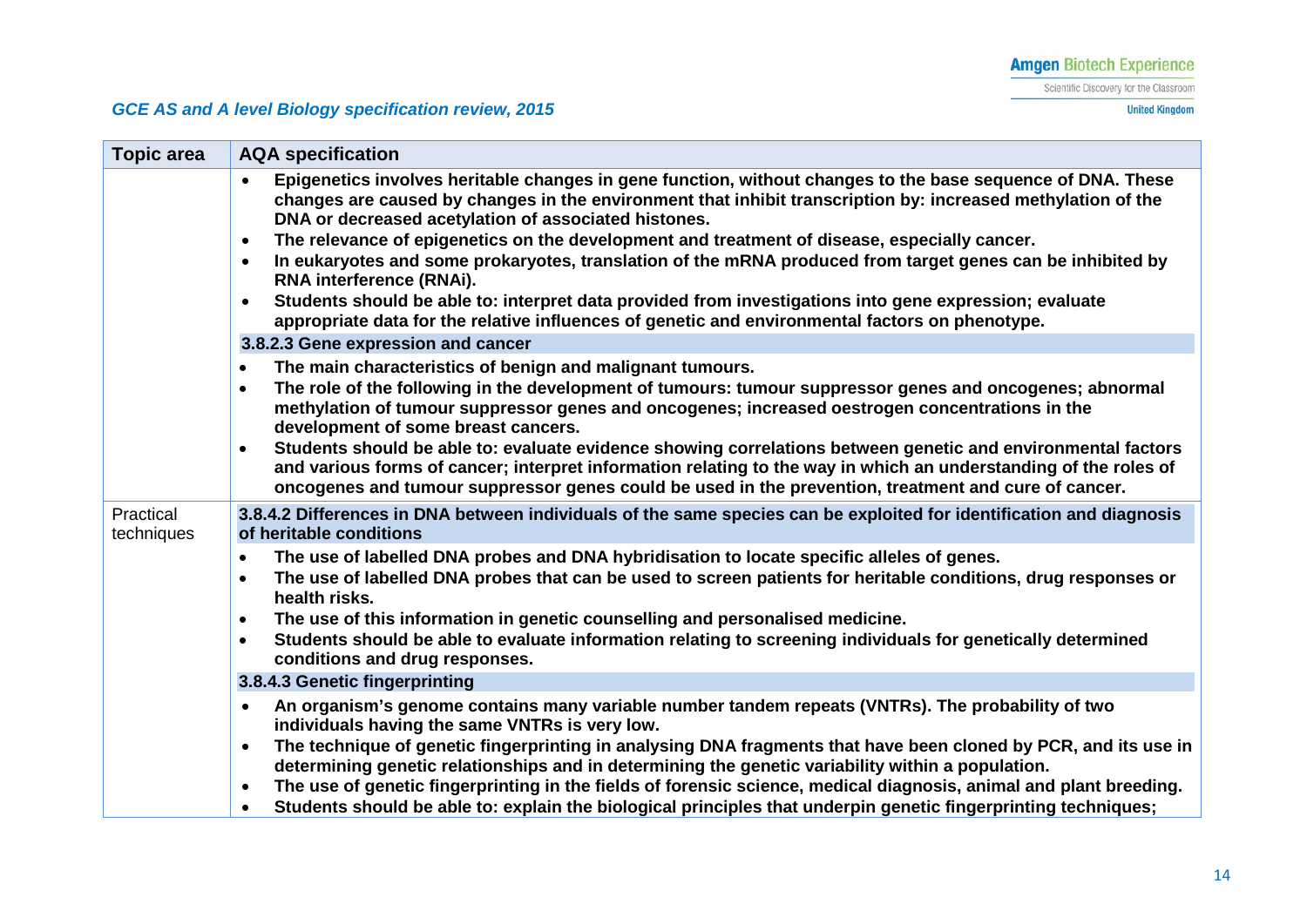## *GCE AS and A level Biology specification review, 2015*

| Topic area | AQA specification |
|---|---|
| | • **Epigenetics involves heritable changes in gene function, without changes to the base sequence of DNA. These changes are caused by changes in the environment that inhibit transcription by: increased methylation of the DNA or decreased acetylation of associated histones.**<br>• **The relevance of epigenetics on the development and treatment of disease, especially cancer.**<br>• **In eukaryotes and some prokaryotes, translation of the mRNA produced from target genes can be inhibited by RNA interference (RNAi).**<br>• **Students should be able to: interpret data provided from investigations into gene expression; evaluate appropriate data for the relative influences of genetic and environmental factors on phenotype.**<br>**3.8.2.3 Gene expression and cancer**<br>• **The main characteristics of benign and malignant tumours.**<br>• **The role of the following in the development of tumours: tumour suppressor genes and oncogenes; abnormal methylation of tumour suppressor genes and oncogenes; increased oestrogen concentrations in the development of some breast cancers.**<br>• **Students should be able to: evaluate evidence showing correlations between genetic and environmental factors and various forms of cancer; interpret information relating to the way in which an understanding of the roles of oncogenes and tumour suppressor genes could be used in the prevention, treatment and cure of cancer.** |
| Practical techniques | **3.8.4.2 Differences in DNA between individuals of the same species can be exploited for identification and diagnosis of heritable conditions**<br>• **The use of labelled DNA probes and DNA hybridisation to locate specific alleles of genes.**<br>• **The use of labelled DNA probes that can be used to screen patients for heritable conditions, drug responses or health risks.**<br>• **The use of this information in genetic counselling and personalised medicine.**<br>• **Students should be able to evaluate information relating to screening individuals for genetically determined conditions and drug responses.**<br>**3.8.4.3 Genetic fingerprinting**<br>• **An organism's genome contains many variable number tandem repeats (VNTRs). The probability of two individuals having the same VNTRs is very low.**<br>• **The technique of genetic fingerprinting in analysing DNA fragments that have been cloned by PCR, and its use in determining genetic relationships and in determining the genetic variability within a population.**<br>• **The use of genetic fingerprinting in the fields of forensic science, medical diagnosis, animal and plant breeding.**<br>• **Students should be able to: explain the biological principles that underpin genetic fingerprinting techniques;** |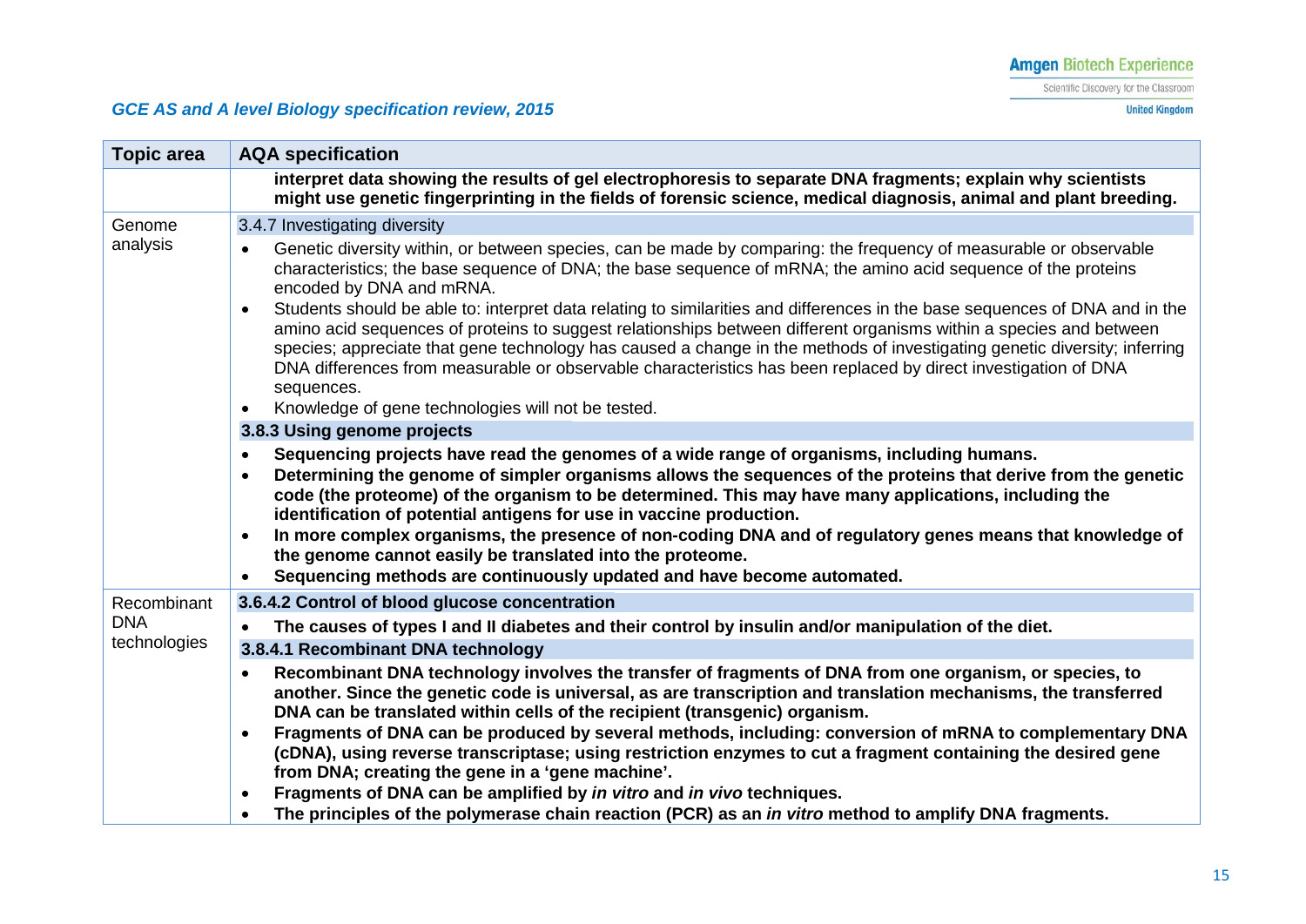*GCE AS and A level Biology specification review, 2015*

| Topic area | AQA specification |
|---|---|
| | **interpret data showing the results of gel electrophoresis to separate DNA fragments; explain why scientists might use genetic fingerprinting in the fields of forensic science, medical diagnosis, animal and plant breeding.** |
| Genome analysis | 3.4.7 Investigating diversity<br>• Genetic diversity within, or between species, can be made by comparing: the frequency of measurable or observable characteristics; the base sequence of DNA; the base sequence of mRNA; the amino acid sequence of the proteins encoded by DNA and mRNA.<br>• Students should be able to: interpret data relating to similarities and differences in the base sequences of DNA and in the amino acid sequences of proteins to suggest relationships between different organisms within a species and between species; appreciate that gene technology has caused a change in the methods of investigating genetic diversity; inferring DNA differences from measurable or observable characteristics has been replaced by direct investigation of DNA sequences.<br>• Knowledge of gene technologies will not be tested.<br>**3.8.3 Using genome projects**<br>• **Sequencing projects have read the genomes of a wide range of organisms, including humans.**<br>• **Determining the genome of simpler organisms allows the sequences of the proteins that derive from the genetic code (the proteome) of the organism to be determined. This may have many applications, including the identification of potential antigens for use in vaccine production.**<br>• **In more complex organisms, the presence of non-coding DNA and of regulatory genes means that knowledge of the genome cannot easily be translated into the proteome.**<br>• **Sequencing methods are continuously updated and have become automated.** |
| Recombinant DNA technologies | **3.6.4.2 Control of blood glucose concentration**<br>• **The causes of types I and II diabetes and their control by insulin and/or manipulation of the diet.**<br>**3.8.4.1 Recombinant DNA technology**<br>• **Recombinant DNA technology involves the transfer of fragments of DNA from one organism, or species, to another. Since the genetic code is universal, as are transcription and translation mechanisms, the transferred DNA can be translated within cells of the recipient (transgenic) organism.**<br>• **Fragments of DNA can be produced by several methods, including: conversion of mRNA to complementary DNA (cDNA), using reverse transcriptase; using restriction enzymes to cut a fragment containing the desired gene from DNA; creating the gene in a 'gene machine'.**<br>• **Fragments of DNA can be amplified by *in vitro* and *in vivo* techniques.**<br>• **The principles of the polymerase chain reaction (PCR) as an *in vitro* method to amplify DNA fragments.** |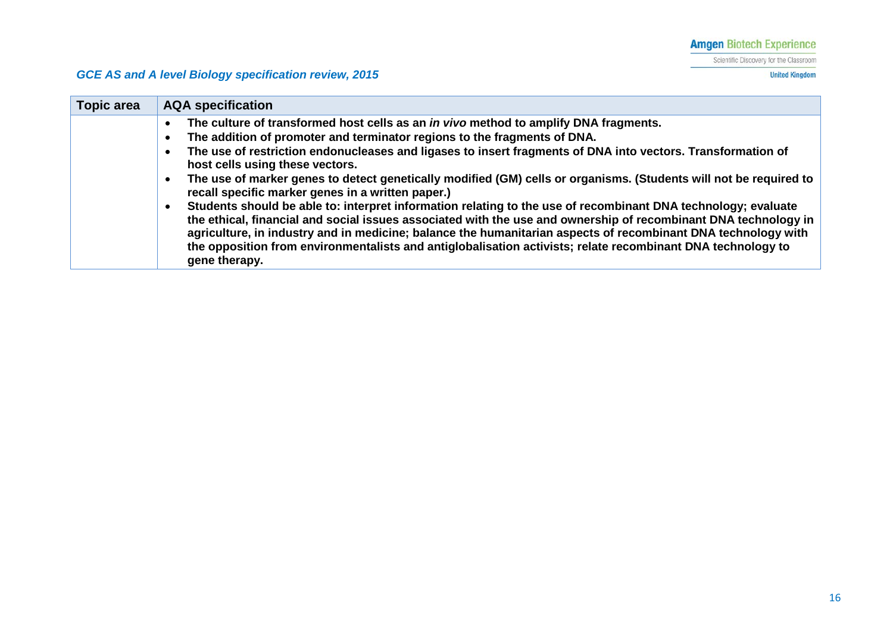| Topic area | AQA specification |
|---|---|
| | • **The culture of transformed host cells as an *in vivo* method to amplify DNA fragments.**<br>• **The addition of promoter and terminator regions to the fragments of DNA.**<br>• **The use of restriction endonucleases and ligases to insert fragments of DNA into vectors. Transformation of host cells using these vectors.**<br>• **The use of marker genes to detect genetically modified (GM) cells or organisms. (Students will not be required to recall specific marker genes in a written paper.)**<br>• **Students should be able to: interpret information relating to the use of recombinant DNA technology; evaluate the ethical, financial and social issues associated with the use and ownership of recombinant DNA technology in agriculture, in industry and in medicine; balance the humanitarian aspects of recombinant DNA technology with the opposition from environmentalists and antiglobalisation activists; relate recombinant DNA technology to gene therapy.** |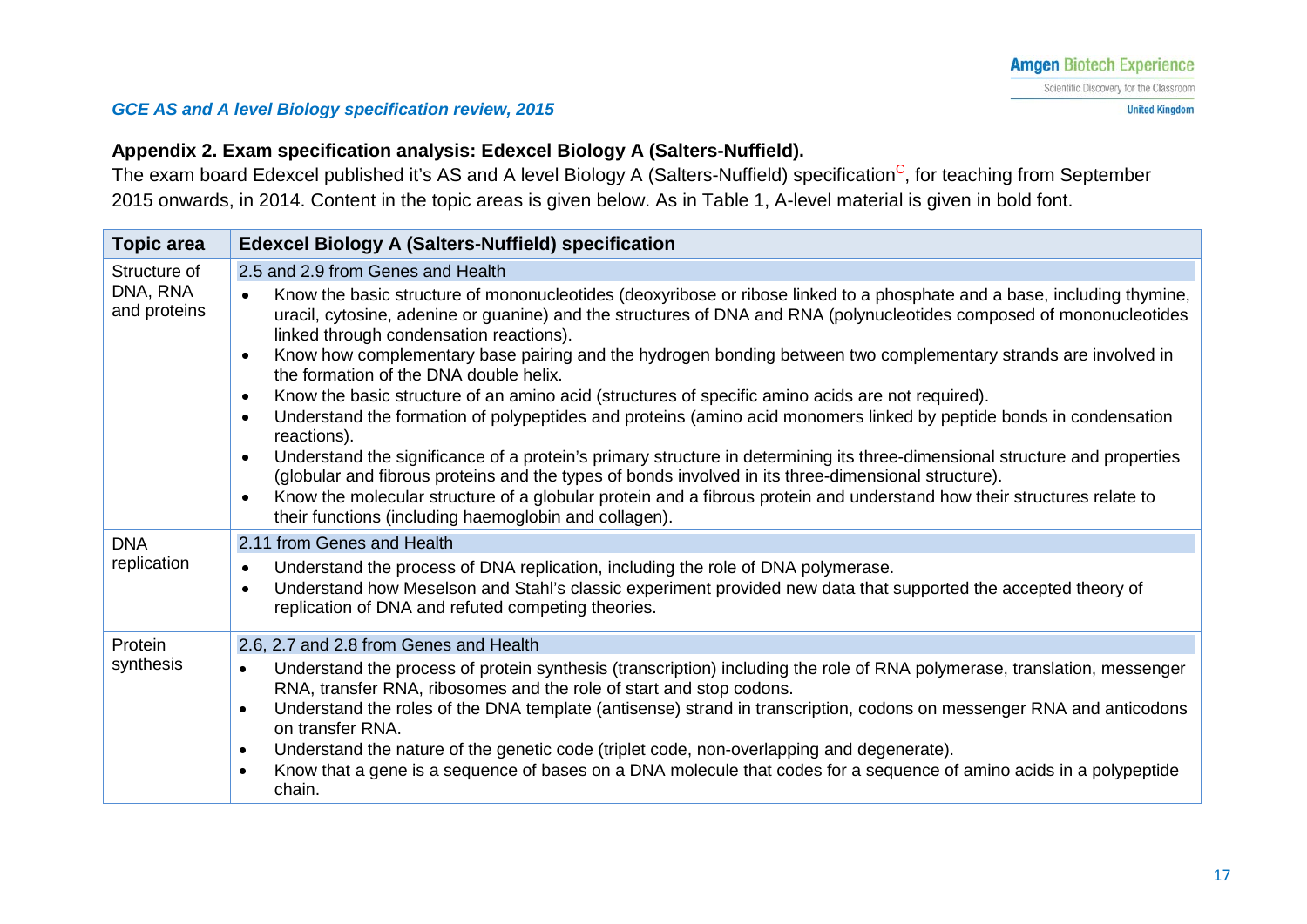*GCE AS and A level Biology specification review, 2015*

### Appendix 2. Exam specification analysis: Edexcel Biology A (Salters-Nuffield).

The exam board Edexcel published it's AS and A level Biology A (Salters-Nuffield) specification[C], for teaching from September 2015 onwards, in 2014. Content in the topic areas is given below. As in Table 1, A-level material is given in bold font.

| Topic area | Edexcel Biology A (Salters-Nuffield) specification |
|---|---|
| Structure of DNA, RNA and proteins | 2.5 and 2.9 from Genes and Health<br>• Know the basic structure of mononucleotides (deoxyribose or ribose linked to a phosphate and a base, including thymine, uracil, cytosine, adenine or guanine) and the structures of DNA and RNA (polynucleotides composed of mononucleotides linked through condensation reactions).<br>• Know how complementary base pairing and the hydrogen bonding between two complementary strands are involved in the formation of the DNA double helix.<br>• Know the basic structure of an amino acid (structures of specific amino acids are not required).<br>• Understand the formation of polypeptides and proteins (amino acid monomers linked by peptide bonds in condensation reactions).<br>• Understand the significance of a protein's primary structure in determining its three-dimensional structure and properties (globular and fibrous proteins and the types of bonds involved in its three-dimensional structure).<br>• Know the molecular structure of a globular protein and a fibrous protein and understand how their structures relate to their functions (including haemoglobin and collagen). |
| DNA replication | 2.11 from Genes and Health<br>• Understand the process of DNA replication, including the role of DNA polymerase.<br>• Understand how Meselson and Stahl's classic experiment provided new data that supported the accepted theory of replication of DNA and refuted competing theories. |
| Protein synthesis | 2.6, 2.7 and 2.8 from Genes and Health<br>• Understand the process of protein synthesis (transcription) including the role of RNA polymerase, translation, messenger RNA, transfer RNA, ribosomes and the role of start and stop codons.<br>• Understand the roles of the DNA template (antisense) strand in transcription, codons on messenger RNA and anticodons on transfer RNA.<br>• Understand the nature of the genetic code (triplet code, non-overlapping and degenerate).<br>• Know that a gene is a sequence of bases on a DNA molecule that codes for a sequence of amino acids in a polypeptide chain. |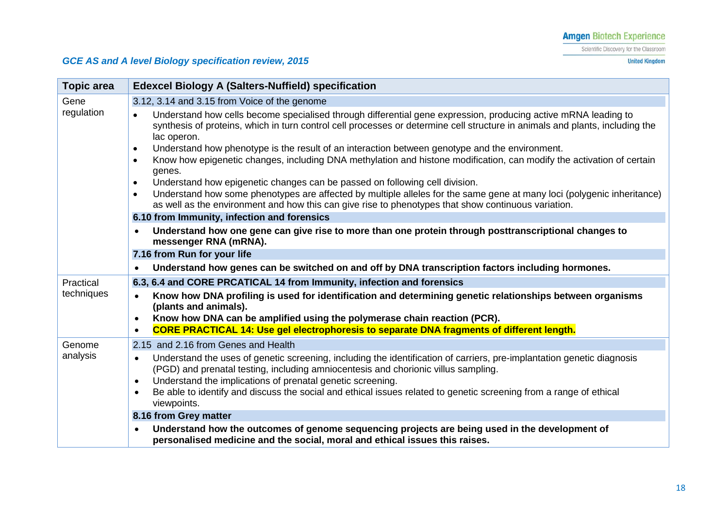*GCE AS and A level Biology specification review, 2015*

| Topic area | Edexcel Biology A (Salters-Nuffield) specification |
|---|---|
| Gene regulation | 3.12, 3.14 and 3.15 from Voice of the genome<br>• Understand how cells become specialised through differential gene expression, producing active mRNA leading to synthesis of proteins, which in turn control cell processes or determine cell structure in animals and plants, including the lac operon.<br>• Understand how phenotype is the result of an interaction between genotype and the environment.<br>• Know how epigenetic changes, including DNA methylation and histone modification, can modify the activation of certain genes.<br>• Understand how epigenetic changes can be passed on following cell division.<br>• Understand how some phenotypes are affected by multiple alleles for the same gene at many loci (polygenic inheritance) as well as the environment and how this can give rise to phenotypes that show continuous variation.<br>**6.10 from Immunity, infection and forensics**<br>• **Understand how one gene can give rise to more than one protein through posttranscriptional changes to messenger RNA (mRNA).**<br>**7.16 from Run for your life**<br>• **Understand how genes can be switched on and off by DNA transcription factors including hormones.** |
| Practical techniques | **6.3, 6.4 and CORE PRCATICAL 14 from Immunity, infection and forensics**<br>• **Know how DNA profiling is used for identification and determining genetic relationships between organisms (plants and animals).**<br>• **Know how DNA can be amplified using the polymerase chain reaction (PCR).**<br>• **CORE PRACTICAL 14: Use gel electrophoresis to separate DNA fragments of different length.** |
| Genome analysis | 2.15 and 2.16 from Genes and Health<br>• Understand the uses of genetic screening, including the identification of carriers, pre-implantation genetic diagnosis (PGD) and prenatal testing, including amniocentesis and chorionic villus sampling.<br>• Understand the implications of prenatal genetic screening.<br>• Be able to identify and discuss the social and ethical issues related to genetic screening from a range of ethical viewpoints.<br>**8.16 from Grey matter**<br>• **Understand how the outcomes of genome sequencing projects are being used in the development of personalised medicine and the social, moral and ethical issues this raises.** |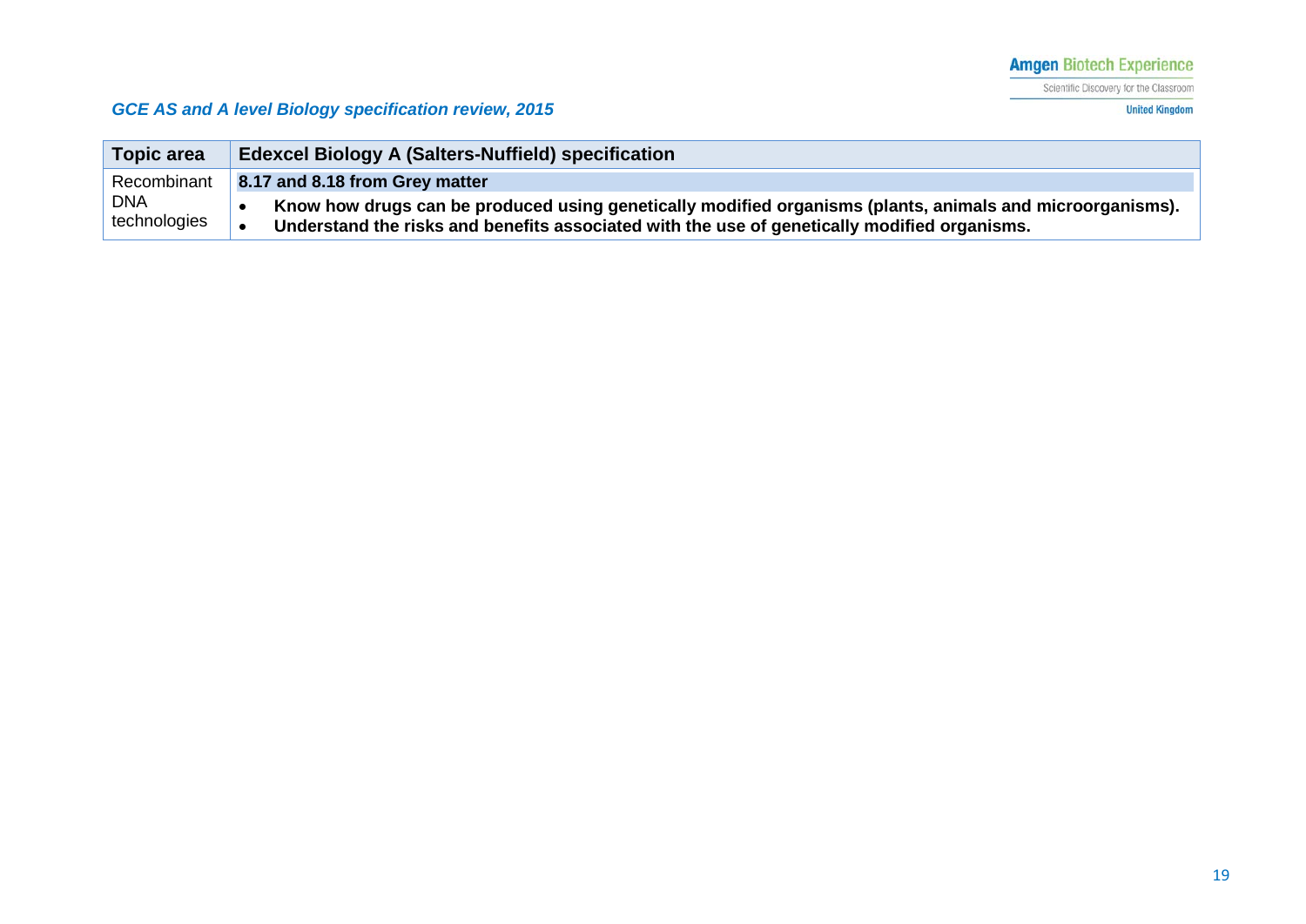*GCE AS and A level Biology specification review, 2015*

| Topic area | Edexcel Biology A (Salters-Nuffield) specification |
|---|---|
| Recombinant DNA technologies | **8.17 and 8.18 from Grey matter**<br>• **Know how drugs can be produced using genetically modified organisms (plants, animals and microorganisms).**<br>• **Understand the risks and benefits associated with the use of genetically modified organisms.** |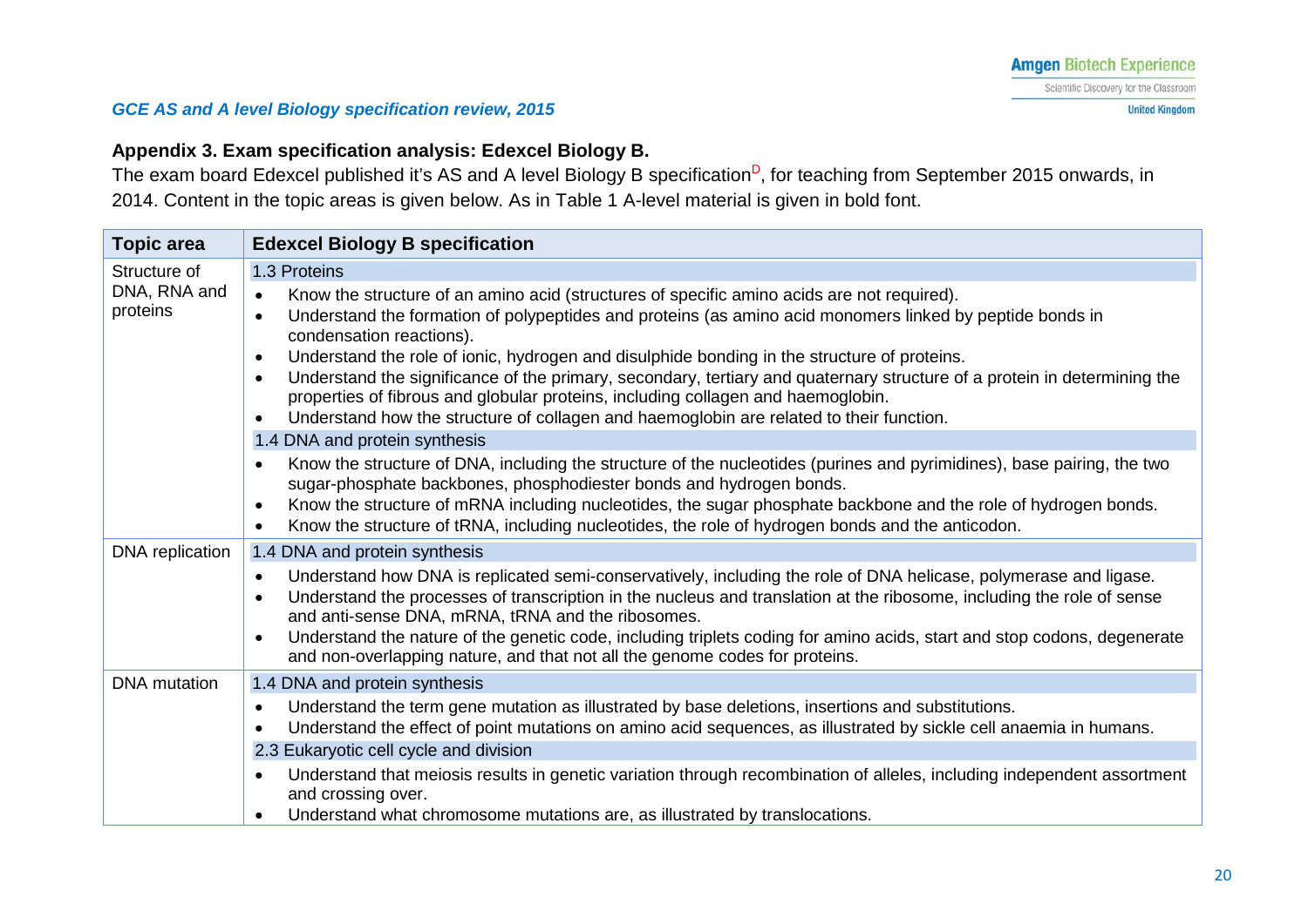### Appendix 3. Exam specification analysis: Edexcel Biology B.

The exam board Edexcel published it's AS and A level Biology B specification[D], for teaching from September 2015 onwards, in 2014. Content in the topic areas is given below. As in Table 1 A-level material is given in bold font.

| Topic area | Edexcel Biology B specification |
| --- | --- |
| Structure of DNA, RNA and proteins | 1.3 Proteins<br>• Know the structure of an amino acid (structures of specific amino acids are not required).<br>• Understand the formation of polypeptides and proteins (as amino acid monomers linked by peptide bonds in condensation reactions).<br>• Understand the role of ionic, hydrogen and disulphide bonding in the structure of proteins.<br>• Understand the significance of the primary, secondary, tertiary and quaternary structure of a protein in determining the properties of fibrous and globular proteins, including collagen and haemoglobin.<br>• Understand how the structure of collagen and haemoglobin are related to their function.<br>1.4 DNA and protein synthesis<br>• Know the structure of DNA, including the structure of the nucleotides (purines and pyrimidines), base pairing, the two sugar-phosphate backbones, phosphodiester bonds and hydrogen bonds.<br>• Know the structure of mRNA including nucleotides, the sugar phosphate backbone and the role of hydrogen bonds.<br>• Know the structure of tRNA, including nucleotides, the role of hydrogen bonds and the anticodon. |
| DNA replication | 1.4 DNA and protein synthesis<br>• Understand how DNA is replicated semi-conservatively, including the role of DNA helicase, polymerase and ligase.<br>• Understand the processes of transcription in the nucleus and translation at the ribosome, including the role of sense and anti-sense DNA, mRNA, tRNA and the ribosomes.<br>• Understand the nature of the genetic code, including triplets coding for amino acids, start and stop codons, degenerate and non-overlapping nature, and that not all the genome codes for proteins. |
| DNA mutation | 1.4 DNA and protein synthesis<br>• Understand the term gene mutation as illustrated by base deletions, insertions and substitutions.<br>• Understand the effect of point mutations on amino acid sequences, as illustrated by sickle cell anaemia in humans.<br>2.3 Eukaryotic cell cycle and division<br>• Understand that meiosis results in genetic variation through recombination of alleles, including independent assortment and crossing over.<br>• Understand what chromosome mutations are, as illustrated by translocations. |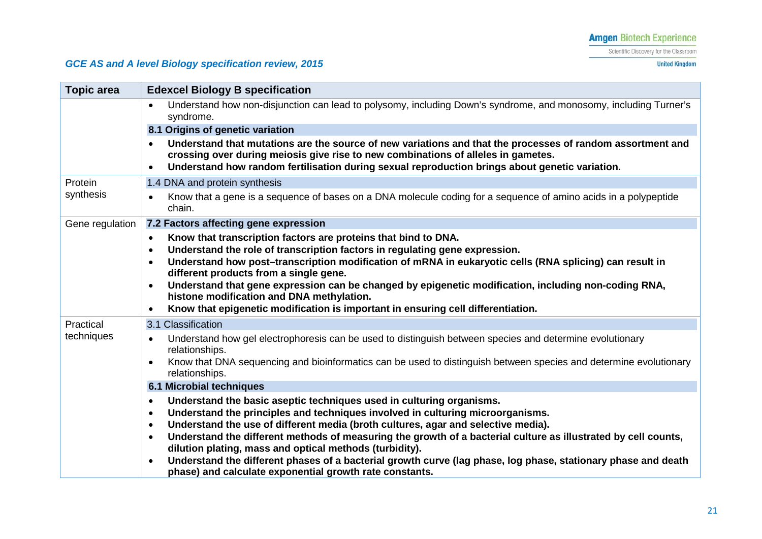*GCE AS and A level Biology specification review, 2015*

| Topic area | Edexcel Biology B specification |
|---|---|
| | • Understand how non-disjunction can lead to polysomy, including Down's syndrome, and monosomy, including Turner's syndrome.<br>**8.1 Origins of genetic variation**<br>• **Understand that mutations are the source of new variations and that the processes of random assortment and crossing over during meiosis give rise to new combinations of alleles in gametes.**<br>• **Understand how random fertilisation during sexual reproduction brings about genetic variation.** |
| Protein synthesis | 1.4 DNA and protein synthesis<br>• Know that a gene is a sequence of bases on a DNA molecule coding for a sequence of amino acids in a polypeptide chain. |
| Gene regulation | **7.2 Factors affecting gene expression**<br>• **Know that transcription factors are proteins that bind to DNA.**<br>• **Understand the role of transcription factors in regulating gene expression.**<br>• **Understand how post–transcription modification of mRNA in eukaryotic cells (RNA splicing) can result in different products from a single gene.**<br>• **Understand that gene expression can be changed by epigenetic modification, including non-coding RNA, histone modification and DNA methylation.**<br>• **Know that epigenetic modification is important in ensuring cell differentiation.** |
| Practical techniques | 3.1 Classification<br>• Understand how gel electrophoresis can be used to distinguish between species and determine evolutionary relationships.<br>• Know that DNA sequencing and bioinformatics can be used to distinguish between species and determine evolutionary relationships.<br>**6.1 Microbial techniques**<br>• **Understand the basic aseptic techniques used in culturing organisms.**<br>• **Understand the principles and techniques involved in culturing microorganisms.**<br>• **Understand the use of different media (broth cultures, agar and selective media).**<br>• **Understand the different methods of measuring the growth of a bacterial culture as illustrated by cell counts, dilution plating, mass and optical methods (turbidity).**<br>• **Understand the different phases of a bacterial growth curve (lag phase, log phase, stationary phase and death phase) and calculate exponential growth rate constants.** |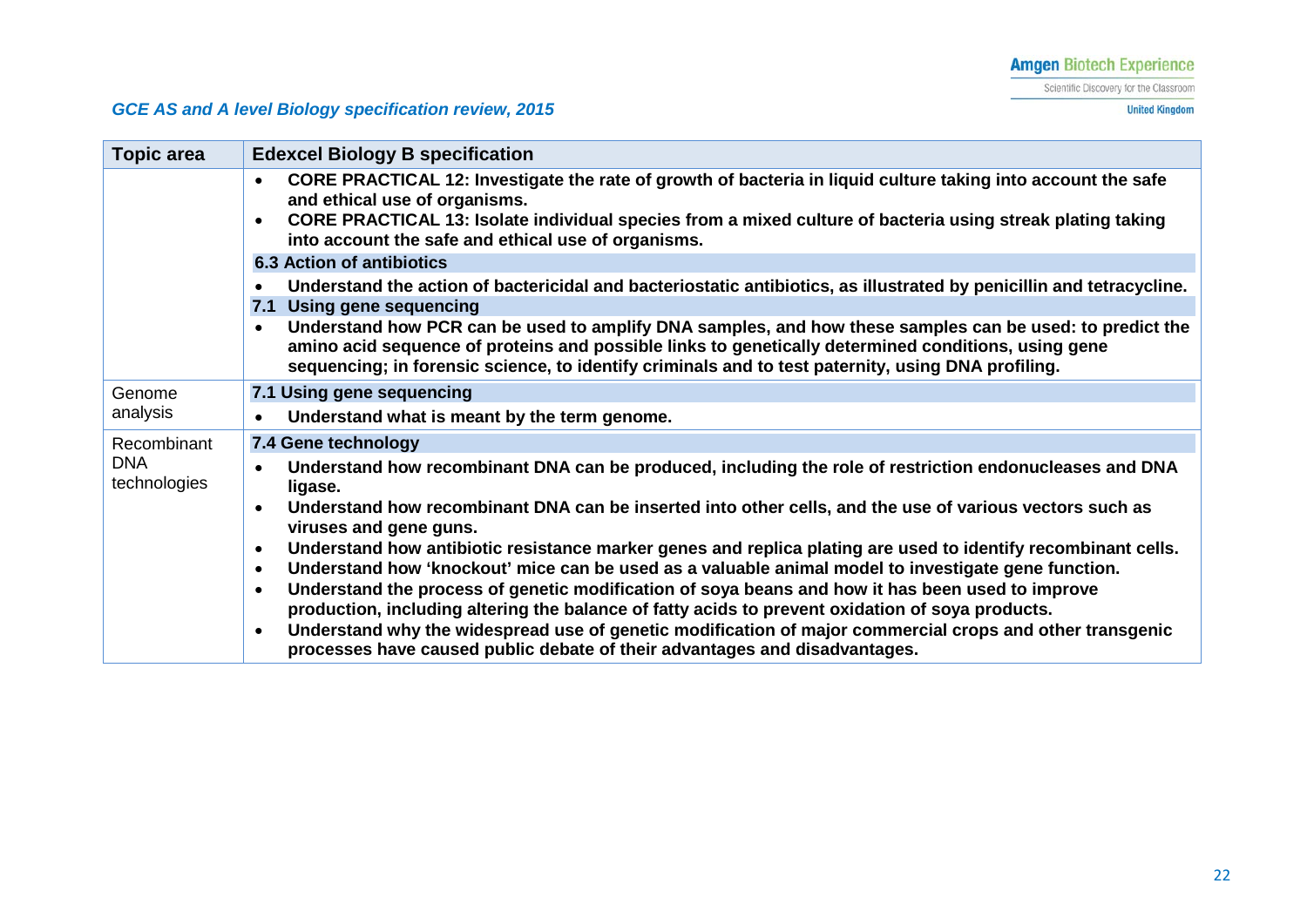*GCE AS and A level Biology specification review, 2015*

| Topic area | Edexcel Biology B specification |
| --- | --- |
| | • **CORE PRACTICAL 12: Investigate the rate of growth of bacteria in liquid culture taking into account the safe and ethical use of organisms.**<br>• **CORE PRACTICAL 13: Isolate individual species from a mixed culture of bacteria using streak plating taking into account the safe and ethical use of organisms.**<br>**6.3 Action of antibiotics**<br>• **Understand the action of bactericidal and bacteriostatic antibiotics, as illustrated by penicillin and tetracycline.**<br>**7.1 Using gene sequencing**<br>• **Understand how PCR can be used to amplify DNA samples, and how these samples can be used: to predict the amino acid sequence of proteins and possible links to genetically determined conditions, using gene sequencing; in forensic science, to identify criminals and to test paternity, using DNA profiling.** |
| Genome analysis | **7.1 Using gene sequencing**<br>• **Understand what is meant by the term genome.** |
| Recombinant DNA technologies | **7.4 Gene technology**<br>• **Understand how recombinant DNA can be produced, including the role of restriction endonucleases and DNA ligase.**<br>• **Understand how recombinant DNA can be inserted into other cells, and the use of various vectors such as viruses and gene guns.**<br>• **Understand how antibiotic resistance marker genes and replica plating are used to identify recombinant cells.**<br>• **Understand how 'knockout' mice can be used as a valuable animal model to investigate gene function.**<br>• **Understand the process of genetic modification of soya beans and how it has been used to improve production, including altering the balance of fatty acids to prevent oxidation of soya products.**<br>• **Understand why the widespread use of genetic modification of major commercial crops and other transgenic processes have caused public debate of their advantages and disadvantages.** |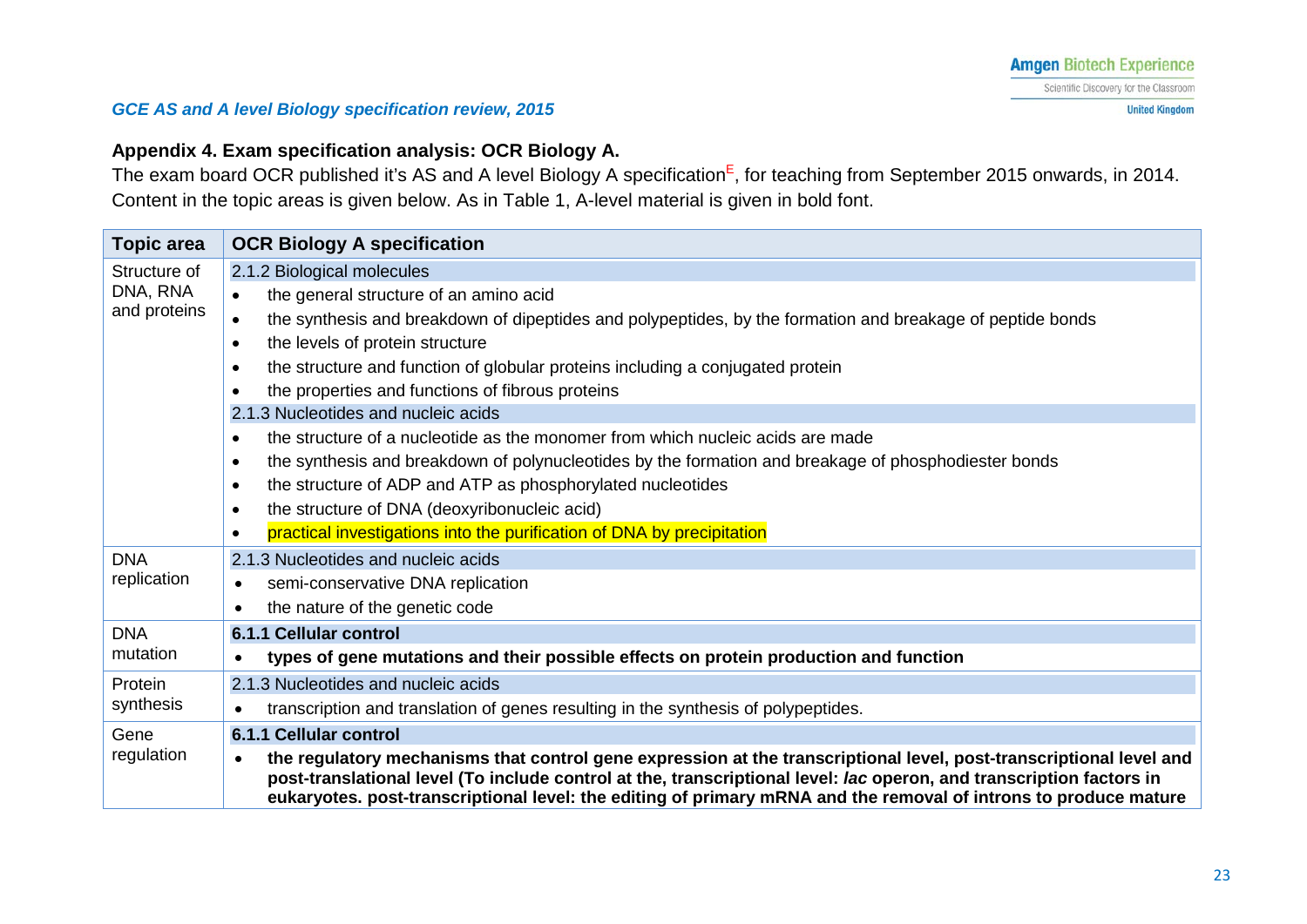## Appendix 4. Exam specification analysis: OCR Biology A.

The exam board OCR published it's AS and A level Biology A specification[E], for teaching from September 2015 onwards, in 2014. Content in the topic areas is given below. As in Table 1, A-level material is given in bold font.

| Topic area | OCR Biology A specification |
|---|---|
| Structure of DNA, RNA and proteins | 2.1.2 Biological molecules<br>• the general structure of an amino acid<br>• the synthesis and breakdown of dipeptides and polypeptides, by the formation and breakage of peptide bonds<br>• the levels of protein structure<br>• the structure and function of globular proteins including a conjugated protein<br>• the properties and functions of fibrous proteins<br>2.1.3 Nucleotides and nucleic acids<br>• the structure of a nucleotide as the monomer from which nucleic acids are made<br>• the synthesis and breakdown of polynucleotides by the formation and breakage of phosphodiester bonds<br>• the structure of ADP and ATP as phosphorylated nucleotides<br>• the structure of DNA (deoxyribonucleic acid)<br>• practical investigations into the purification of DNA by precipitation |
| DNA replication | 2.1.3 Nucleotides and nucleic acids<br>• semi-conservative DNA replication<br>• the nature of the genetic code |
| DNA mutation | **6.1.1 Cellular control**<br>• **types of gene mutations and their possible effects on protein production and function** |
| Protein synthesis | 2.1.3 Nucleotides and nucleic acids<br>• transcription and translation of genes resulting in the synthesis of polypeptides. |
| Gene regulation | **6.1.1 Cellular control**<br>• **the regulatory mechanisms that control gene expression at the transcriptional level, post-transcriptional level and post-translational level (To include control at the, transcriptional level: *lac* operon, and transcription factors in eukaryotes. post-transcriptional level: the editing of primary mRNA and the removal of introns to produce mature** |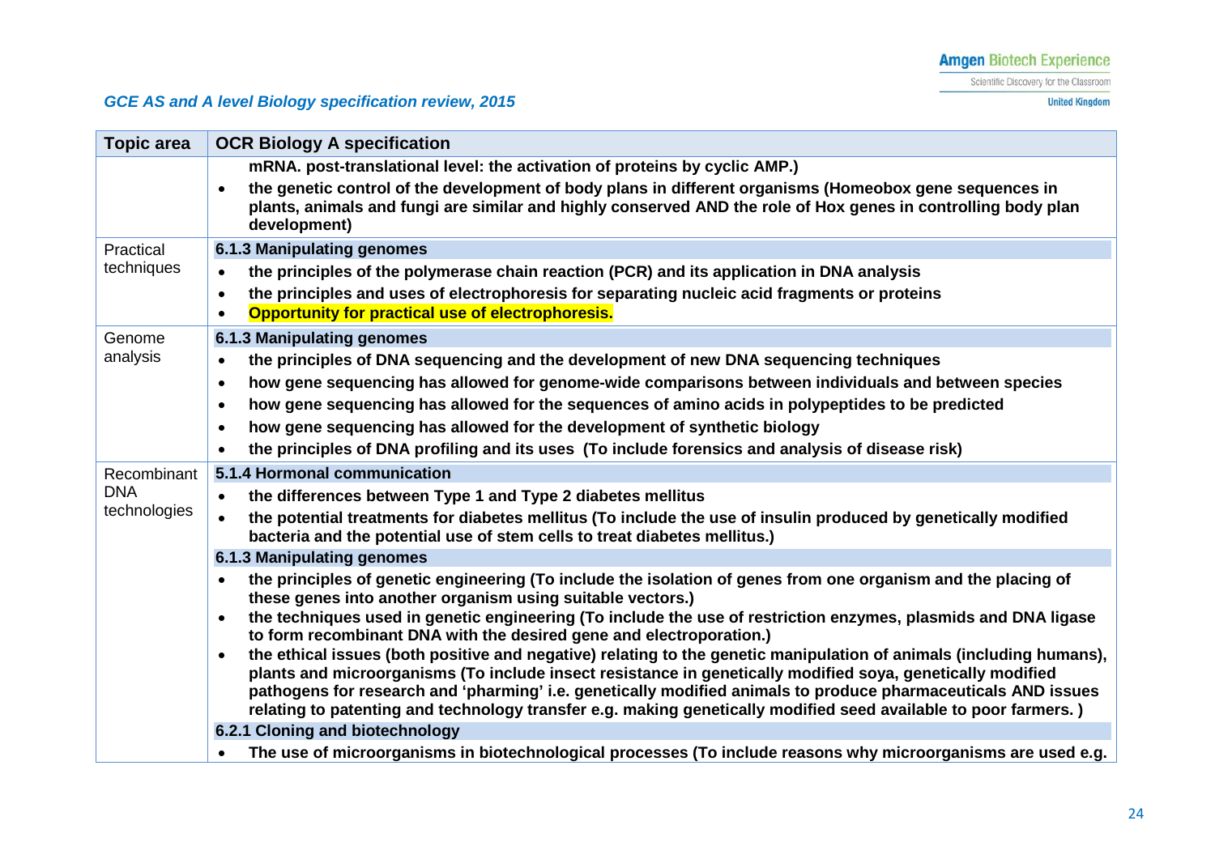*GCE AS and A level Biology specification review, 2015*

| Topic area | OCR Biology A specification |
|---|---|
| | **mRNA. post-translational level: the activation of proteins by cyclic AMP.)**<br>• **the genetic control of the development of body plans in different organisms (Homeobox gene sequences in plants, animals and fungi are similar and highly conserved AND the role of Hox genes in controlling body plan development)** |
| Practical techniques | **6.1.3 Manipulating genomes**<br>• **the principles of the polymerase chain reaction (PCR) and its application in DNA analysis**<br>• **the principles and uses of electrophoresis for separating nucleic acid fragments or proteins**<br>• **Opportunity for practical use of electrophoresis.** |
| Genome analysis | **6.1.3 Manipulating genomes**<br>• **the principles of DNA sequencing and the development of new DNA sequencing techniques**<br>• **how gene sequencing has allowed for genome-wide comparisons between individuals and between species**<br>• **how gene sequencing has allowed for the sequences of amino acids in polypeptides to be predicted**<br>• **how gene sequencing has allowed for the development of synthetic biology**<br>• **the principles of DNA profiling and its uses (To include forensics and analysis of disease risk)** |
| Recombinant DNA technologies | **5.1.4 Hormonal communication**<br>• **the differences between Type 1 and Type 2 diabetes mellitus**<br>• **the potential treatments for diabetes mellitus (To include the use of insulin produced by genetically modified bacteria and the potential use of stem cells to treat diabetes mellitus.)**<br>**6.1.3 Manipulating genomes**<br>• **the principles of genetic engineering (To include the isolation of genes from one organism and the placing of these genes into another organism using suitable vectors.)**<br>• **the techniques used in genetic engineering (To include the use of restriction enzymes, plasmids and DNA ligase to form recombinant DNA with the desired gene and electroporation.)**<br>• **the ethical issues (both positive and negative) relating to the genetic manipulation of animals (including humans), plants and microorganisms (To include insect resistance in genetically modified soya, genetically modified pathogens for research and 'pharming' i.e. genetically modified animals to produce pharmaceuticals AND issues relating to patenting and technology transfer e.g. making genetically modified seed available to poor farmers. )**<br>**6.2.1 Cloning and biotechnology**<br>• **The use of microorganisms in biotechnological processes (To include reasons why microorganisms are used e.g.** |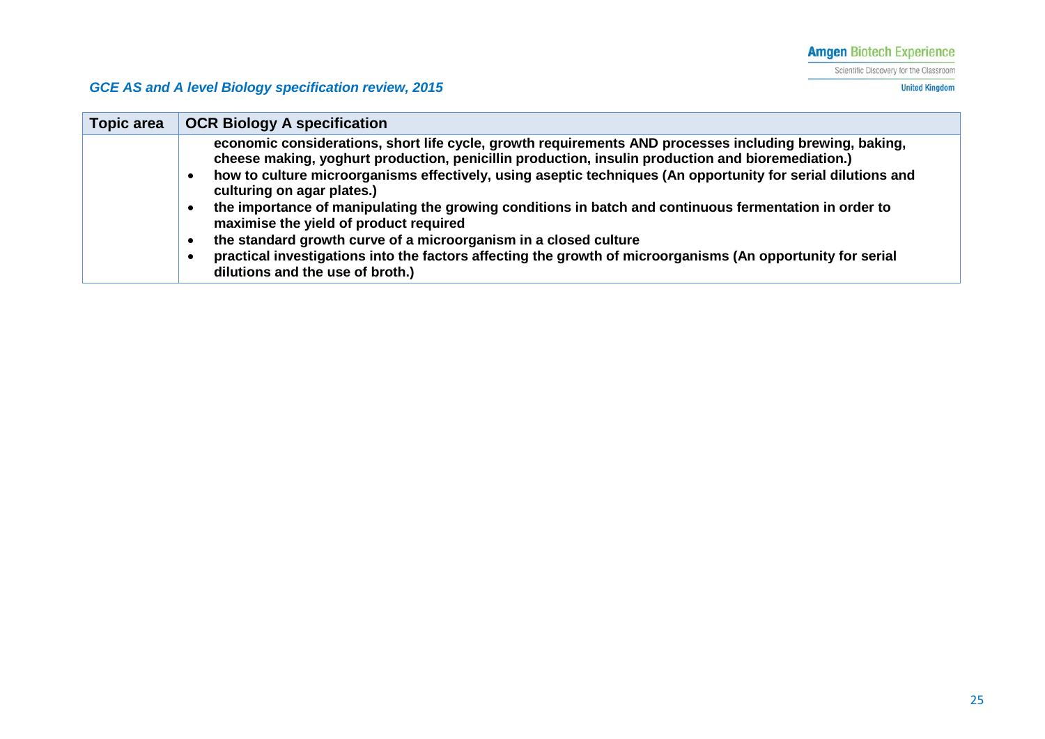*GCE AS and A level Biology specification review, 2015*

| Topic area | OCR Biology A specification |
|---|---|
| | **economic considerations, short life cycle, growth requirements AND processes including brewing, baking, cheese making, yoghurt production, penicillin production, insulin production and bioremediation.)**<br>• **how to culture microorganisms effectively, using aseptic techniques (An opportunity for serial dilutions and culturing on agar plates.)**<br>• **the importance of manipulating the growing conditions in batch and continuous fermentation in order to maximise the yield of product required**<br>• **the standard growth curve of a microorganism in a closed culture**<br>• **practical investigations into the factors affecting the growth of microorganisms (An opportunity for serial dilutions and the use of broth.)** |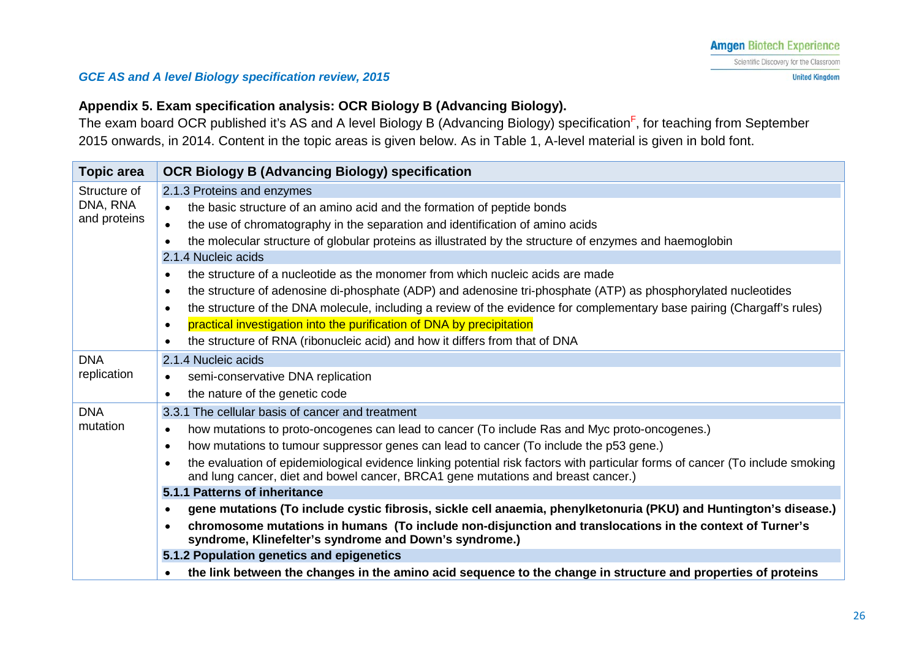### Appendix 5. Exam specification analysis: OCR Biology B (Advancing Biology).

The exam board OCR published it's AS and A level Biology B (Advancing Biology) specification[F], for teaching from September 2015 onwards, in 2014. Content in the topic areas is given below. As in Table 1, A-level material is given in bold font.

| Topic area | OCR Biology B (Advancing Biology) specification |
|---|---|
| Structure of DNA, RNA and proteins | 2.1.3 Proteins and enzymes |
| | • the basic structure of an amino acid and the formation of peptide bonds |
| | • the use of chromatography in the separation and identification of amino acids |
| | • the molecular structure of globular proteins as illustrated by the structure of enzymes and haemoglobin |
| | 2.1.4 Nucleic acids |
| | • the structure of a nucleotide as the monomer from which nucleic acids are made |
| | • the structure of adenosine di-phosphate (ADP) and adenosine tri-phosphate (ATP) as phosphorylated nucleotides |
| | • the structure of the DNA molecule, including a review of the evidence for complementary base pairing (Chargaff's rules) |
| | • practical investigation into the purification of DNA by precipitation |
| | • the structure of RNA (ribonucleic acid) and how it differs from that of DNA |
| DNA replication | 2.1.4 Nucleic acids |
| | • semi-conservative DNA replication |
| | • the nature of the genetic code |
| DNA mutation | 3.3.1 The cellular basis of cancer and treatment |
| | • how mutations to proto-oncogenes can lead to cancer (To include Ras and Myc proto-oncogenes.) |
| | • how mutations to tumour suppressor genes can lead to cancer (To include the p53 gene.) |
| | • the evaluation of epidemiological evidence linking potential risk factors with particular forms of cancer (To include smoking and lung cancer, diet and bowel cancer, BRCA1 gene mutations and breast cancer.) |
| | **5.1.1 Patterns of inheritance** |
| | • **gene mutations (To include cystic fibrosis, sickle cell anaemia, phenylketonuria (PKU) and Huntington's disease.)** |
| | • **chromosome mutations in humans (To include non-disjunction and translocations in the context of Turner's syndrome, Klinefelter's syndrome and Down's syndrome.)** |
| | **5.1.2 Population genetics and epigenetics** |
| | • **the link between the changes in the amino acid sequence to the change in structure and properties of proteins** |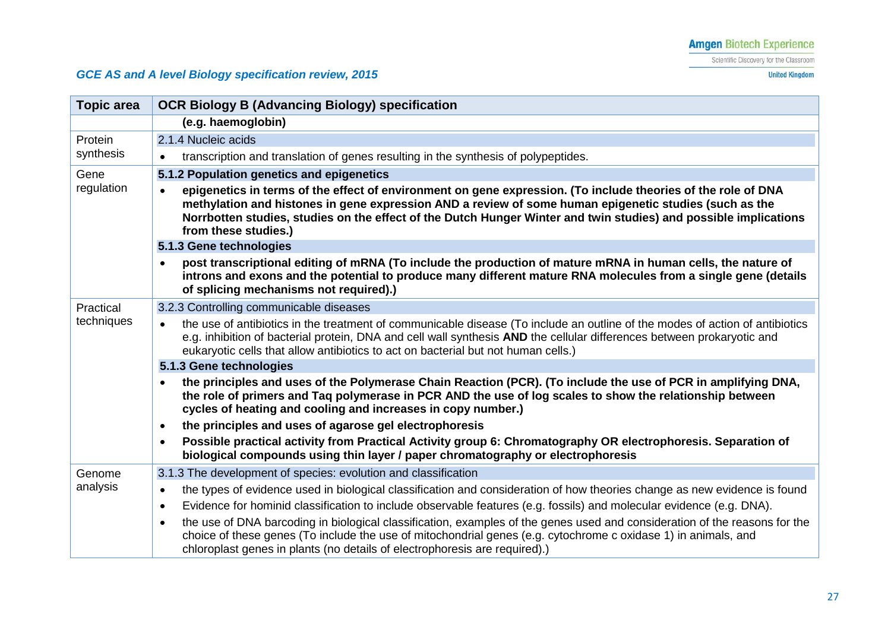*GCE AS and A level Biology specification review, 2015*

| Topic area | OCR Biology B (Advancing Biology) specification |
|---|---|
| | **(e.g. haemoglobin)** |
| Protein synthesis | 2.1.4 Nucleic acids<br>• transcription and translation of genes resulting in the synthesis of polypeptides. |
| Gene regulation | **5.1.2 Population genetics and epigenetics**<br>• **epigenetics in terms of the effect of environment on gene expression. (To include theories of the role of DNA methylation and histones in gene expression AND a review of some human epigenetic studies (such as the Norrbotten studies, studies on the effect of the Dutch Hunger Winter and twin studies) and possible implications from these studies.)**<br>**5.1.3 Gene technologies**<br>• **post transcriptional editing of mRNA (To include the production of mature mRNA in human cells, the nature of introns and exons and the potential to produce many different mature RNA molecules from a single gene (details of splicing mechanisms not required).)** |
| Practical techniques | 3.2.3 Controlling communicable diseases<br>• the use of antibiotics in the treatment of communicable disease (To include an outline of the modes of action of antibiotics e.g. inhibition of bacterial protein, DNA and cell wall synthesis **AND** the cellular differences between prokaryotic and eukaryotic cells that allow antibiotics to act on bacterial but not human cells.)<br>**5.1.3 Gene technologies**<br>• **the principles and uses of the Polymerase Chain Reaction (PCR). (To include the use of PCR in amplifying DNA, the role of primers and Taq polymerase in PCR AND the use of log scales to show the relationship between cycles of heating and cooling and increases in copy number.)**<br>• **the principles and uses of agarose gel electrophoresis**<br>• **Possible practical activity from Practical Activity group 6: Chromatography OR electrophoresis. Separation of biological compounds using thin layer / paper chromatography or electrophoresis** |
| Genome analysis | 3.1.3 The development of species: evolution and classification<br>• the types of evidence used in biological classification and consideration of how theories change as new evidence is found<br>• Evidence for hominid classification to include observable features (e.g. fossils) and molecular evidence (e.g. DNA).<br>• the use of DNA barcoding in biological classification, examples of the genes used and consideration of the reasons for the choice of these genes (To include the use of mitochondrial genes (e.g. cytochrome c oxidase 1) in animals, and chloroplast genes in plants (no details of electrophoresis are required).) |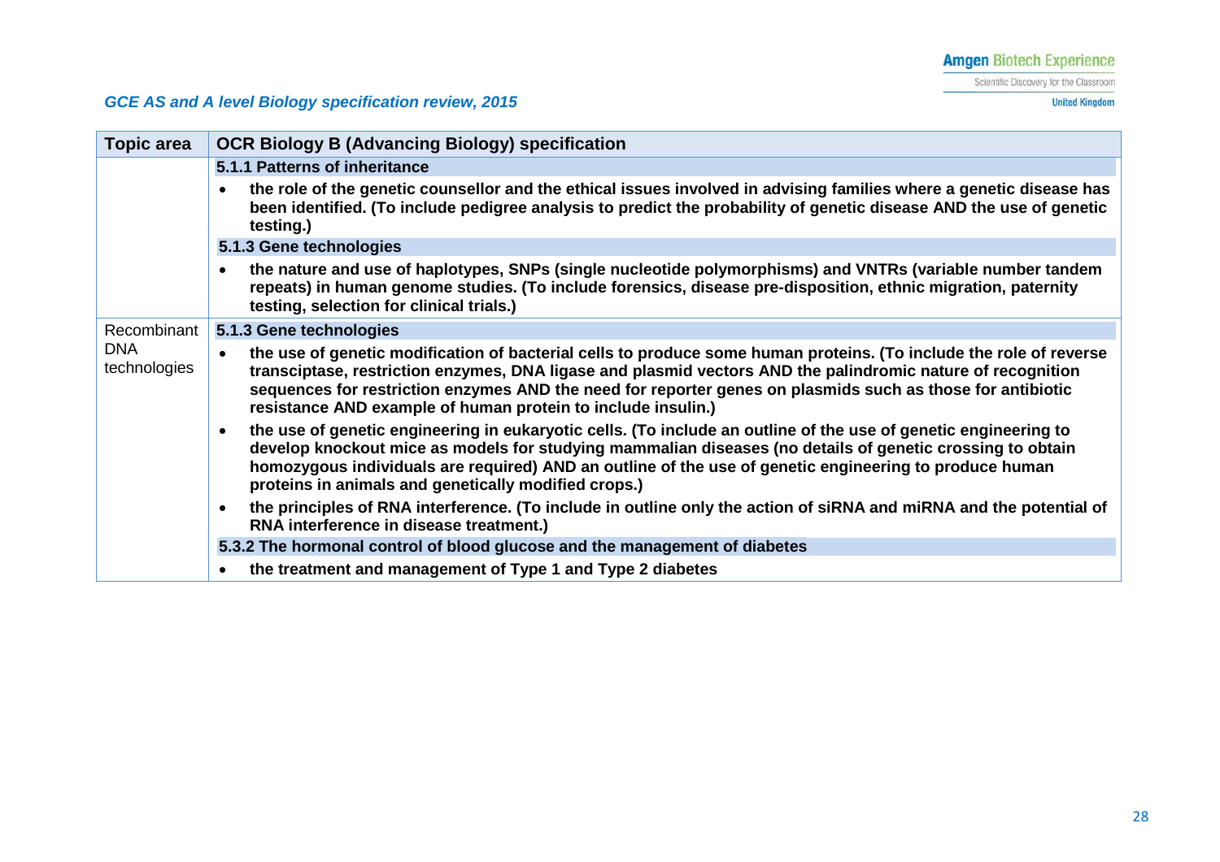*GCE AS and A level Biology specification review, 2015*

| Topic area | OCR Biology B (Advancing Biology) specification |
|---|---|
| | **5.1.1 Patterns of inheritance** |
| | • **the role of the genetic counsellor and the ethical issues involved in advising families where a genetic disease has been identified. (To include pedigree analysis to predict the probability of genetic disease AND the use of genetic testing.)** |
| | **5.1.3 Gene technologies** |
| | • **the nature and use of haplotypes, SNPs (single nucleotide polymorphisms) and VNTRs (variable number tandem repeats) in human genome studies. (To include forensics, disease pre-disposition, ethnic migration, paternity testing, selection for clinical trials.)** |
| Recombinant DNA technologies | **5.1.3 Gene technologies** |
| | • **the use of genetic modification of bacterial cells to produce some human proteins. (To include the role of reverse transciptase, restriction enzymes, DNA ligase and plasmid vectors AND the palindromic nature of recognition sequences for restriction enzymes AND the need for reporter genes on plasmids such as those for antibiotic resistance AND example of human protein to include insulin.)** |
| | • **the use of genetic engineering in eukaryotic cells. (To include an outline of the use of genetic engineering to develop knockout mice as models for studying mammalian diseases (no details of genetic crossing to obtain homozygous individuals are required) AND an outline of the use of genetic engineering to produce human proteins in animals and genetically modified crops.)** |
| | • **the principles of RNA interference. (To include in outline only the action of siRNA and miRNA and the potential of RNA interference in disease treatment.)** |
| | **5.3.2 The hormonal control of blood glucose and the management of diabetes** |
| | • **the treatment and management of Type 1 and Type 2 diabetes** |